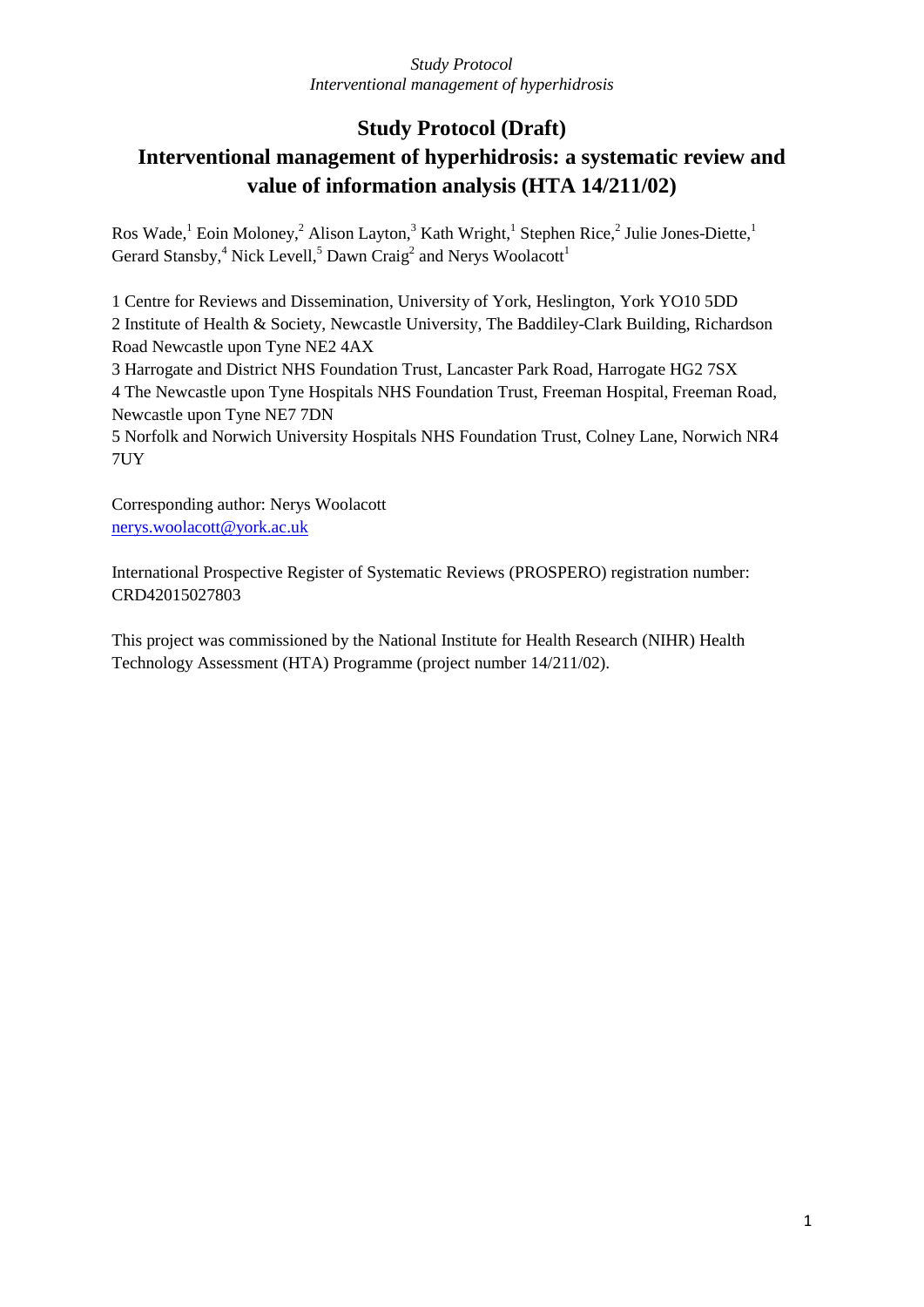# Study Protocol (Draft)

# Interventional management of hyperhidrosis: a systematic review and value of information analysis (HTA 14/211/02)

Ros Wade,[1] Eoin Moloney,[2] Alison Layton,[3] Kath Wright,[1] Stephen Rice,[2] Julie Jones-Diette,[1] Gerard Stansby,[4] Nick Levell,[5] Dawn Craig[2] and Nerys Woolacott[1]

1 Centre for Reviews and Dissemination, University of York, Heslington, York YO10 5DD
2 Institute of Health & Society, Newcastle University, The Baddiley-Clark Building, Richardson Road Newcastle upon Tyne NE2 4AX
3 Harrogate and District NHS Foundation Trust, Lancaster Park Road, Harrogate HG2 7SX
4 The Newcastle upon Tyne Hospitals NHS Foundation Trust, Freeman Hospital, Freeman Road, Newcastle upon Tyne NE7 7DN
5 Norfolk and Norwich University Hospitals NHS Foundation Trust, Colney Lane, Norwich NR4 7UY

Corresponding author: Nerys Woolacott
nerys.woolacott@york.ac.uk

International Prospective Register of Systematic Reviews (PROSPERO) registration number: CRD42015027803

This project was commissioned by the National Institute for Health Research (NIHR) Health Technology Assessment (HTA) Programme (project number 14/211/02).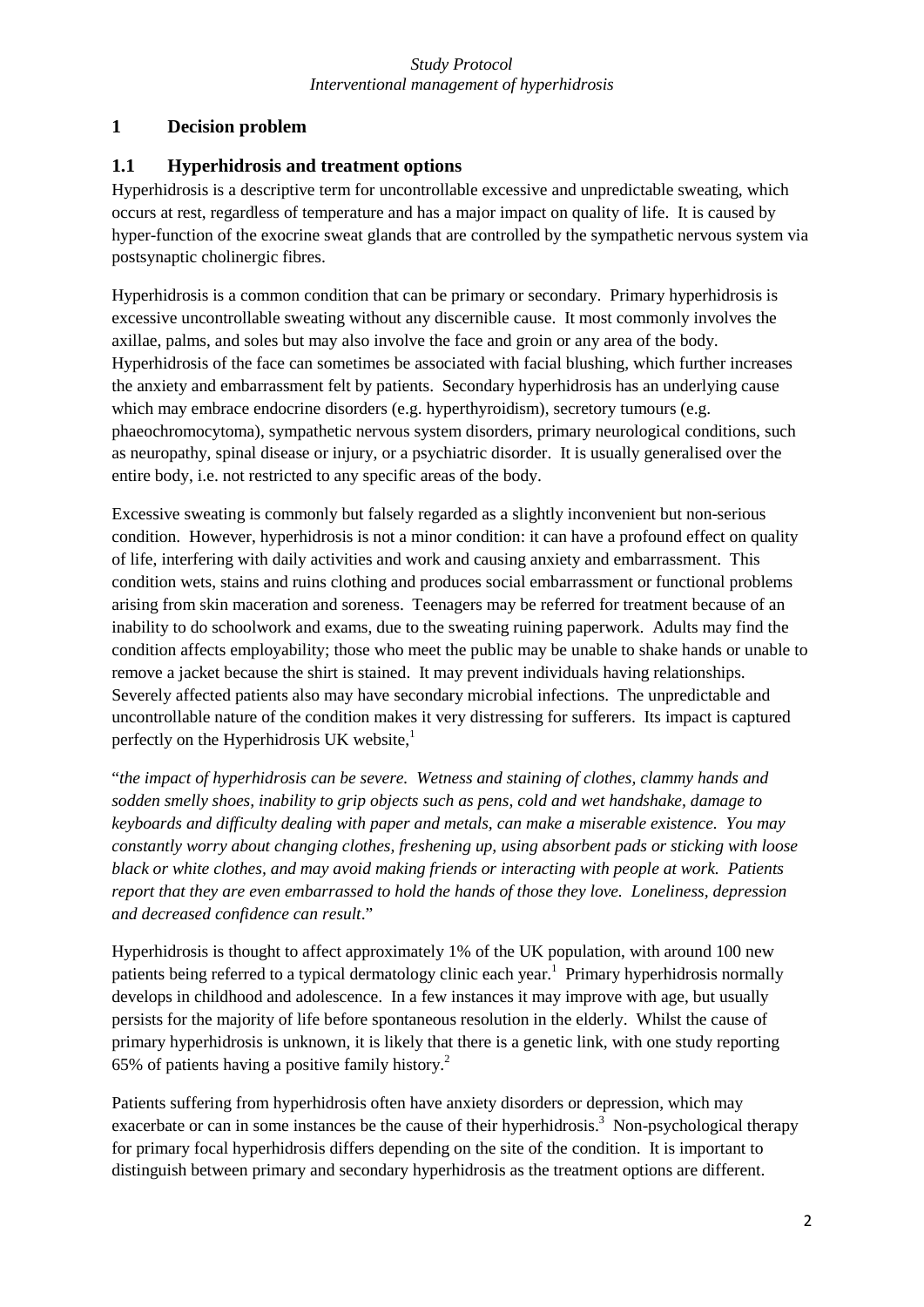# 1 Decision problem

## 1.1 Hyperhidrosis and treatment options

Hyperhidrosis is a descriptive term for uncontrollable excessive and unpredictable sweating, which occurs at rest, regardless of temperature and has a major impact on quality of life. It is caused by hyper-function of the exocrine sweat glands that are controlled by the sympathetic nervous system via postsynaptic cholinergic fibres.

Hyperhidrosis is a common condition that can be primary or secondary. Primary hyperhidrosis is excessive uncontrollable sweating without any discernible cause. It most commonly involves the axillae, palms, and soles but may also involve the face and groin or any area of the body. Hyperhidrosis of the face can sometimes be associated with facial blushing, which further increases the anxiety and embarrassment felt by patients. Secondary hyperhidrosis has an underlying cause which may embrace endocrine disorders (e.g. hyperthyroidism), secretory tumours (e.g. phaeochromocytoma), sympathetic nervous system disorders, primary neurological conditions, such as neuropathy, spinal disease or injury, or a psychiatric disorder. It is usually generalised over the entire body, i.e. not restricted to any specific areas of the body.

Excessive sweating is commonly but falsely regarded as a slightly inconvenient but non-serious condition. However, hyperhidrosis is not a minor condition: it can have a profound effect on quality of life, interfering with daily activities and work and causing anxiety and embarrassment. This condition wets, stains and ruins clothing and produces social embarrassment or functional problems arising from skin maceration and soreness. Teenagers may be referred for treatment because of an inability to do schoolwork and exams, due to the sweating ruining paperwork. Adults may find the condition affects employability; those who meet the public may be unable to shake hands or unable to remove a jacket because the shirt is stained. It may prevent individuals having relationships. Severely affected patients also may have secondary microbial infections. The unpredictable and uncontrollable nature of the condition makes it very distressing for sufferers. Its impact is captured perfectly on the Hyperhidrosis UK website,[1]

"*the impact of hyperhidrosis can be severe. Wetness and staining of clothes, clammy hands and sodden smelly shoes, inability to grip objects such as pens, cold and wet handshake, damage to keyboards and difficulty dealing with paper and metals, can make a miserable existence. You may constantly worry about changing clothes, freshening up, using absorbent pads or sticking with loose black or white clothes, and may avoid making friends or interacting with people at work. Patients report that they are even embarrassed to hold the hands of those they love. Loneliness, depression and decreased confidence can result*."

Hyperhidrosis is thought to affect approximately 1% of the UK population, with around 100 new patients being referred to a typical dermatology clinic each year.[1] Primary hyperhidrosis normally develops in childhood and adolescence. In a few instances it may improve with age, but usually persists for the majority of life before spontaneous resolution in the elderly. Whilst the cause of primary hyperhidrosis is unknown, it is likely that there is a genetic link, with one study reporting 65% of patients having a positive family history.[2]

Patients suffering from hyperhidrosis often have anxiety disorders or depression, which may exacerbate or can in some instances be the cause of their hyperhidrosis.[3] Non-psychological therapy for primary focal hyperhidrosis differs depending on the site of the condition. It is important to distinguish between primary and secondary hyperhidrosis as the treatment options are different.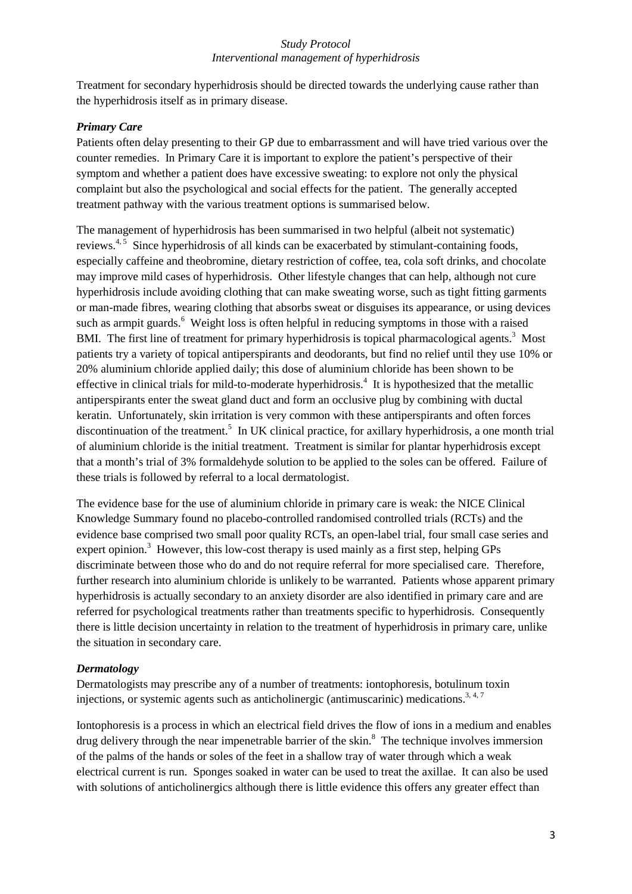Treatment for secondary hyperhidrosis should be directed towards the underlying cause rather than the hyperhidrosis itself as in primary disease.

### *Primary Care*

Patients often delay presenting to their GP due to embarrassment and will have tried various over the counter remedies. In Primary Care it is important to explore the patient's perspective of their symptom and whether a patient does have excessive sweating: to explore not only the physical complaint but also the psychological and social effects for the patient. The generally accepted treatment pathway with the various treatment options is summarised below.

The management of hyperhidrosis has been summarised in two helpful (albeit not systematic) reviews.[4, 5] Since hyperhidrosis of all kinds can be exacerbated by stimulant-containing foods, especially caffeine and theobromine, dietary restriction of coffee, tea, cola soft drinks, and chocolate may improve mild cases of hyperhidrosis. Other lifestyle changes that can help, although not cure hyperhidrosis include avoiding clothing that can make sweating worse, such as tight fitting garments or man-made fibres, wearing clothing that absorbs sweat or disguises its appearance, or using devices such as armpit guards.[6] Weight loss is often helpful in reducing symptoms in those with a raised BMI. The first line of treatment for primary hyperhidrosis is topical pharmacological agents.[3] Most patients try a variety of topical antiperspirants and deodorants, but find no relief until they use 10% or 20% aluminium chloride applied daily; this dose of aluminium chloride has been shown to be effective in clinical trials for mild-to-moderate hyperhidrosis.[4] It is hypothesized that the metallic antiperspirants enter the sweat gland duct and form an occlusive plug by combining with ductal keratin. Unfortunately, skin irritation is very common with these antiperspirants and often forces discontinuation of the treatment.[5] In UK clinical practice, for axillary hyperhidrosis, a one month trial of aluminium chloride is the initial treatment. Treatment is similar for plantar hyperhidrosis except that a month's trial of 3% formaldehyde solution to be applied to the soles can be offered. Failure of these trials is followed by referral to a local dermatologist.

The evidence base for the use of aluminium chloride in primary care is weak: the NICE Clinical Knowledge Summary found no placebo-controlled randomised controlled trials (RCTs) and the evidence base comprised two small poor quality RCTs, an open-label trial, four small case series and expert opinion.[3] However, this low-cost therapy is used mainly as a first step, helping GPs discriminate between those who do and do not require referral for more specialised care. Therefore, further research into aluminium chloride is unlikely to be warranted. Patients whose apparent primary hyperhidrosis is actually secondary to an anxiety disorder are also identified in primary care and are referred for psychological treatments rather than treatments specific to hyperhidrosis. Consequently there is little decision uncertainty in relation to the treatment of hyperhidrosis in primary care, unlike the situation in secondary care.

### *Dermatology*

Dermatologists may prescribe any of a number of treatments: iontophoresis, botulinum toxin injections, or systemic agents such as anticholinergic (antimuscarinic) medications.[3, 4, 7]

Iontophoresis is a process in which an electrical field drives the flow of ions in a medium and enables drug delivery through the near impenetrable barrier of the skin.[8] The technique involves immersion of the palms of the hands or soles of the feet in a shallow tray of water through which a weak electrical current is run. Sponges soaked in water can be used to treat the axillae. It can also be used with solutions of anticholinergics although there is little evidence this offers any greater effect than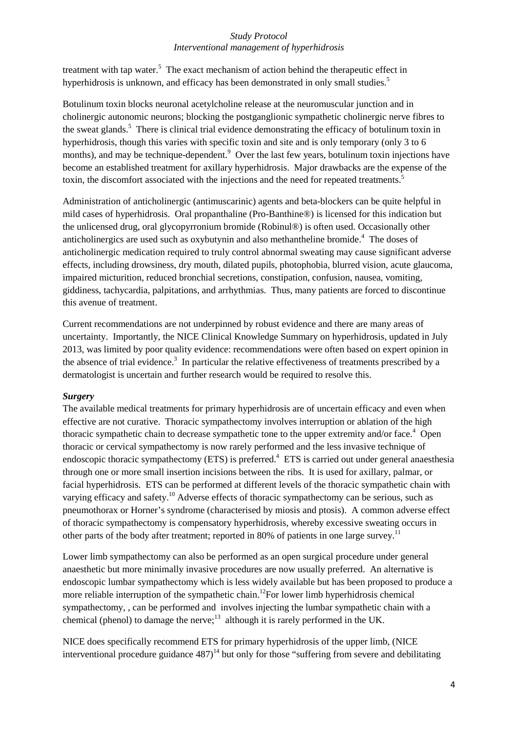treatment with tap water.[5] The exact mechanism of action behind the therapeutic effect in hyperhidrosis is unknown, and efficacy has been demonstrated in only small studies.[5]

Botulinum toxin blocks neuronal acetylcholine release at the neuromuscular junction and in cholinergic autonomic neurons; blocking the postganglionic sympathetic cholinergic nerve fibres to the sweat glands.[5] There is clinical trial evidence demonstrating the efficacy of botulinum toxin in hyperhidrosis, though this varies with specific toxin and site and is only temporary (only 3 to 6 months), and may be technique-dependent.[9] Over the last few years, botulinum toxin injections have become an established treatment for axillary hyperhidrosis. Major drawbacks are the expense of the toxin, the discomfort associated with the injections and the need for repeated treatments.[5]

Administration of anticholinergic (antimuscarinic) agents and beta-blockers can be quite helpful in mild cases of hyperhidrosis. Oral propanthaline (Pro-Banthine®) is licensed for this indication but the unlicensed drug, oral glycopyrronium bromide (Robinul®) is often used. Occasionally other anticholinergics are used such as oxybutynin and also methantheline bromide.[4] The doses of anticholinergic medication required to truly control abnormal sweating may cause significant adverse effects, including drowsiness, dry mouth, dilated pupils, photophobia, blurred vision, acute glaucoma, impaired micturition, reduced bronchial secretions, constipation, confusion, nausea, vomiting, giddiness, tachycardia, palpitations, and arrhythmias. Thus, many patients are forced to discontinue this avenue of treatment.

Current recommendations are not underpinned by robust evidence and there are many areas of uncertainty. Importantly, the NICE Clinical Knowledge Summary on hyperhidrosis, updated in July 2013, was limited by poor quality evidence: recommendations were often based on expert opinion in the absence of trial evidence.[3] In particular the relative effectiveness of treatments prescribed by a dermatologist is uncertain and further research would be required to resolve this.

***Surgery***

The available medical treatments for primary hyperhidrosis are of uncertain efficacy and even when effective are not curative. Thoracic sympathectomy involves interruption or ablation of the high thoracic sympathetic chain to decrease sympathetic tone to the upper extremity and/or face.[4] Open thoracic or cervical sympathectomy is now rarely performed and the less invasive technique of endoscopic thoracic sympathectomy (ETS) is preferred.[4] ETS is carried out under general anaesthesia through one or more small insertion incisions between the ribs. It is used for axillary, palmar, or facial hyperhidrosis. ETS can be performed at different levels of the thoracic sympathetic chain with varying efficacy and safety.[10] Adverse effects of thoracic sympathectomy can be serious, such as pneumothorax or Horner's syndrome (characterised by miosis and ptosis). A common adverse effect of thoracic sympathectomy is compensatory hyperhidrosis, whereby excessive sweating occurs in other parts of the body after treatment; reported in 80% of patients in one large survey.[11]

Lower limb sympathectomy can also be performed as an open surgical procedure under general anaesthetic but more minimally invasive procedures are now usually preferred. An alternative is endoscopic lumbar sympathectomy which is less widely available but has been proposed to produce a more reliable interruption of the sympathetic chain.[12]For lower limb hyperhidrosis chemical sympathectomy, , can be performed and involves injecting the lumbar sympathetic chain with a chemical (phenol) to damage the nerve;[13] although it is rarely performed in the UK.

NICE does specifically recommend ETS for primary hyperhidrosis of the upper limb, (NICE interventional procedure guidance 487)[14] but only for those "suffering from severe and debilitating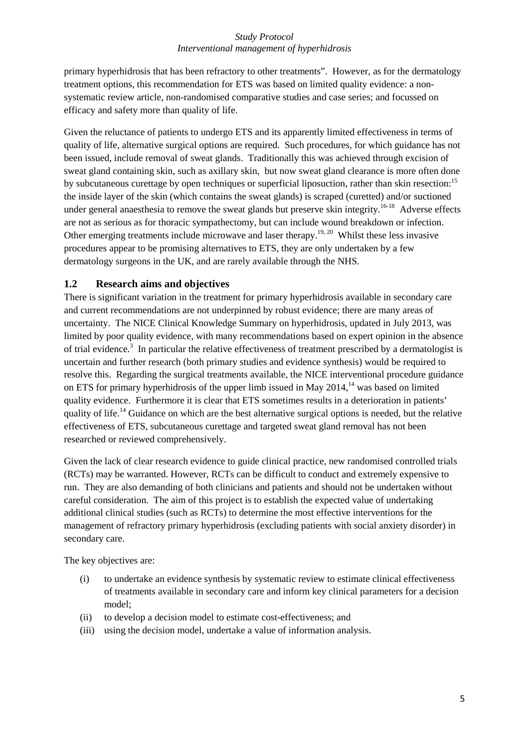primary hyperhidrosis that has been refractory to other treatments". However, as for the dermatology treatment options, this recommendation for ETS was based on limited quality evidence: a non-systematic review article, non-randomised comparative studies and case series; and focussed on efficacy and safety more than quality of life.

Given the reluctance of patients to undergo ETS and its apparently limited effectiveness in terms of quality of life, alternative surgical options are required. Such procedures, for which guidance has not been issued, include removal of sweat glands. Traditionally this was achieved through excision of sweat gland containing skin, such as axillary skin, but now sweat gland clearance is more often done by subcutaneous curettage by open techniques or superficial liposuction, rather than skin resection:[15] the inside layer of the skin (which contains the sweat glands) is scraped (curetted) and/or suctioned under general anaesthesia to remove the sweat glands but preserve skin integrity.[16-18] Adverse effects are not as serious as for thoracic sympathectomy, but can include wound breakdown or infection. Other emerging treatments include microwave and laser therapy.[19, 20] Whilst these less invasive procedures appear to be promising alternatives to ETS, they are only undertaken by a few dermatology surgeons in the UK, and are rarely available through the NHS.

## 1.2 Research aims and objectives

There is significant variation in the treatment for primary hyperhidrosis available in secondary care and current recommendations are not underpinned by robust evidence; there are many areas of uncertainty. The NICE Clinical Knowledge Summary on hyperhidrosis, updated in July 2013, was limited by poor quality evidence, with many recommendations based on expert opinion in the absence of trial evidence.[3] In particular the relative effectiveness of treatment prescribed by a dermatologist is uncertain and further research (both primary studies and evidence synthesis) would be required to resolve this. Regarding the surgical treatments available, the NICE interventional procedure guidance on ETS for primary hyperhidrosis of the upper limb issued in May 2014,[14] was based on limited quality evidence. Furthermore it is clear that ETS sometimes results in a deterioration in patients' quality of life.[14] Guidance on which are the best alternative surgical options is needed, but the relative effectiveness of ETS, subcutaneous curettage and targeted sweat gland removal has not been researched or reviewed comprehensively.

Given the lack of clear research evidence to guide clinical practice, new randomised controlled trials (RCTs) may be warranted. However, RCTs can be difficult to conduct and extremely expensive to run. They are also demanding of both clinicians and patients and should not be undertaken without careful consideration. The aim of this project is to establish the expected value of undertaking additional clinical studies (such as RCTs) to determine the most effective interventions for the management of refractory primary hyperhidrosis (excluding patients with social anxiety disorder) in secondary care.

The key objectives are:

(i) to undertake an evidence synthesis by systematic review to estimate clinical effectiveness of treatments available in secondary care and inform key clinical parameters for a decision model;

(ii) to develop a decision model to estimate cost-effectiveness; and

(iii) using the decision model, undertake a value of information analysis.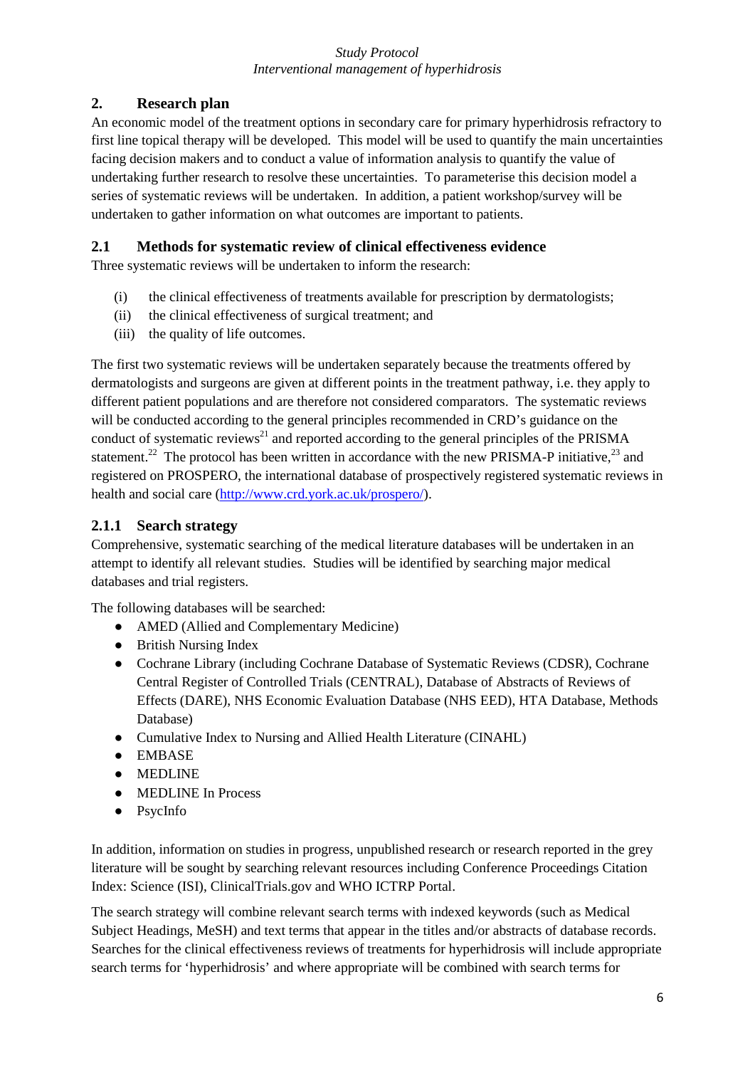## 2. Research plan

An economic model of the treatment options in secondary care for primary hyperhidrosis refractory to first line topical therapy will be developed. This model will be used to quantify the main uncertainties facing decision makers and to conduct a value of information analysis to quantify the value of undertaking further research to resolve these uncertainties. To parameterise this decision model a series of systematic reviews will be undertaken. In addition, a patient workshop/survey will be undertaken to gather information on what outcomes are important to patients.

### 2.1 Methods for systematic review of clinical effectiveness evidence

Three systematic reviews will be undertaken to inform the research:

(i) the clinical effectiveness of treatments available for prescription by dermatologists;
(ii) the clinical effectiveness of surgical treatment; and
(iii) the quality of life outcomes.

The first two systematic reviews will be undertaken separately because the treatments offered by dermatologists and surgeons are given at different points in the treatment pathway, i.e. they apply to different patient populations and are therefore not considered comparators. The systematic reviews will be conducted according to the general principles recommended in CRD's guidance on the conduct of systematic reviews[21] and reported according to the general principles of the PRISMA statement.[22] The protocol has been written in accordance with the new PRISMA-P initiative,[23] and registered on PROSPERO, the international database of prospectively registered systematic reviews in health and social care (http://www.crd.york.ac.uk/prospero/).

#### 2.1.1 Search strategy

Comprehensive, systematic searching of the medical literature databases will be undertaken in an attempt to identify all relevant studies. Studies will be identified by searching major medical databases and trial registers.

The following databases will be searched:

- AMED (Allied and Complementary Medicine)
- British Nursing Index
- Cochrane Library (including Cochrane Database of Systematic Reviews (CDSR), Cochrane Central Register of Controlled Trials (CENTRAL), Database of Abstracts of Reviews of Effects (DARE), NHS Economic Evaluation Database (NHS EED), HTA Database, Methods Database)
- Cumulative Index to Nursing and Allied Health Literature (CINAHL)
- EMBASE
- MEDLINE
- MEDLINE In Process
- PsycInfo

In addition, information on studies in progress, unpublished research or research reported in the grey literature will be sought by searching relevant resources including Conference Proceedings Citation Index: Science (ISI), ClinicalTrials.gov and WHO ICTRP Portal.

The search strategy will combine relevant search terms with indexed keywords (such as Medical Subject Headings, MeSH) and text terms that appear in the titles and/or abstracts of database records. Searches for the clinical effectiveness reviews of treatments for hyperhidrosis will include appropriate search terms for 'hyperhidrosis' and where appropriate will be combined with search terms for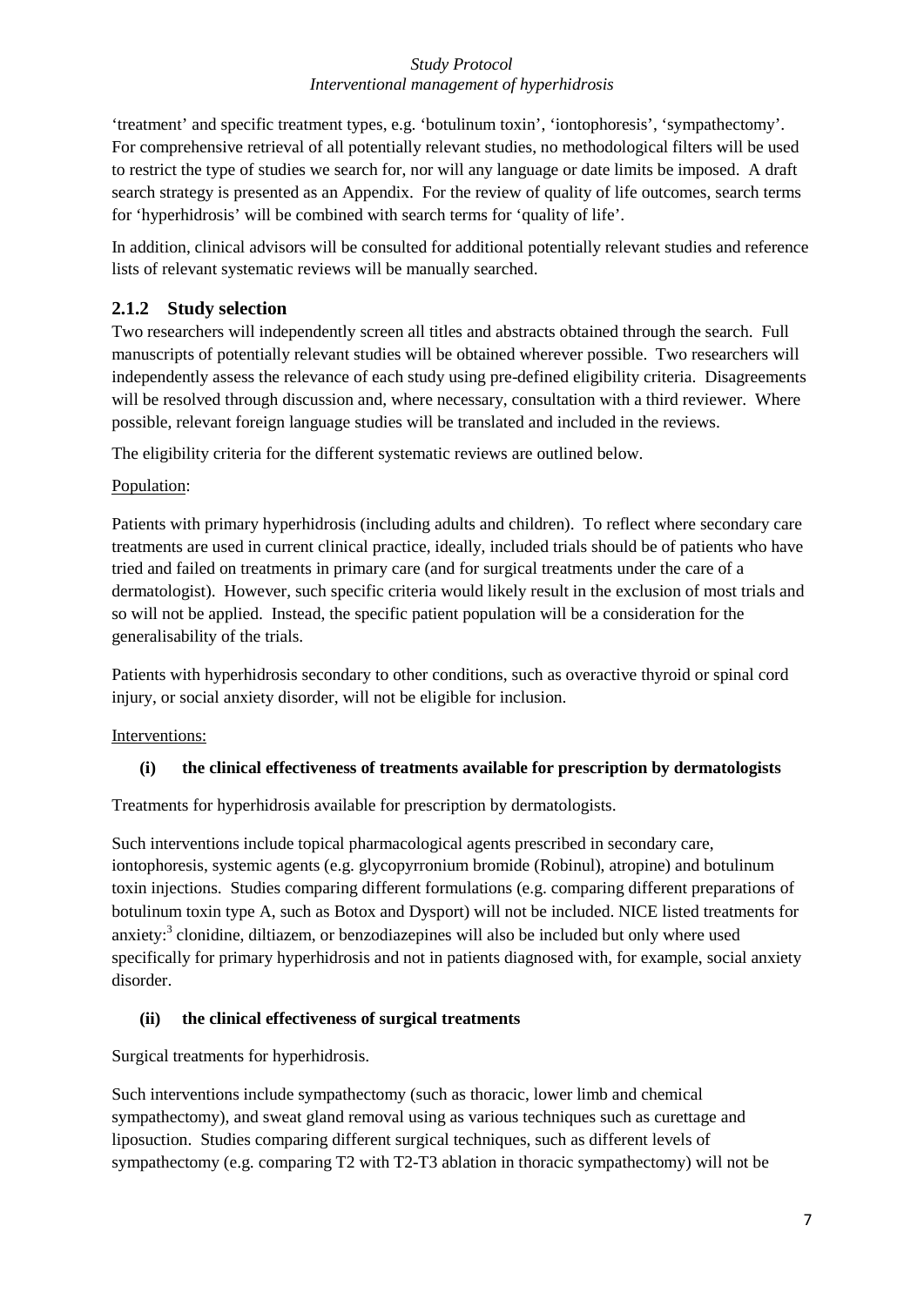'treatment' and specific treatment types, e.g. 'botulinum toxin', 'iontophoresis', 'sympathectomy'. For comprehensive retrieval of all potentially relevant studies, no methodological filters will be used to restrict the type of studies we search for, nor will any language or date limits be imposed. A draft search strategy is presented as an Appendix. For the review of quality of life outcomes, search terms for 'hyperhidrosis' will be combined with search terms for 'quality of life'.

In addition, clinical advisors will be consulted for additional potentially relevant studies and reference lists of relevant systematic reviews will be manually searched.

### 2.1.2 Study selection

Two researchers will independently screen all titles and abstracts obtained through the search. Full manuscripts of potentially relevant studies will be obtained wherever possible. Two researchers will independently assess the relevance of each study using pre-defined eligibility criteria. Disagreements will be resolved through discussion and, where necessary, consultation with a third reviewer. Where possible, relevant foreign language studies will be translated and included in the reviews.

The eligibility criteria for the different systematic reviews are outlined below.

<u>Population</u>:

Patients with primary hyperhidrosis (including adults and children). To reflect where secondary care treatments are used in current clinical practice, ideally, included trials should be of patients who have tried and failed on treatments in primary care (and for surgical treatments under the care of a dermatologist). However, such specific criteria would likely result in the exclusion of most trials and so will not be applied. Instead, the specific patient population will be a consideration for the generalisability of the trials.

Patients with hyperhidrosis secondary to other conditions, such as overactive thyroid or spinal cord injury, or social anxiety disorder, will not be eligible for inclusion.

<u>Interventions:</u>

**(i) the clinical effectiveness of treatments available for prescription by dermatologists**

Treatments for hyperhidrosis available for prescription by dermatologists.

Such interventions include topical pharmacological agents prescribed in secondary care, iontophoresis, systemic agents (e.g. glycopyrronium bromide (Robinul), atropine) and botulinum toxin injections. Studies comparing different formulations (e.g. comparing different preparations of botulinum toxin type A, such as Botox and Dysport) will not be included. NICE listed treatments for anxiety:[3] clonidine, diltiazem, or benzodiazepines will also be included but only where used specifically for primary hyperhidrosis and not in patients diagnosed with, for example, social anxiety disorder.

**(ii) the clinical effectiveness of surgical treatments**

Surgical treatments for hyperhidrosis.

Such interventions include sympathectomy (such as thoracic, lower limb and chemical sympathectomy), and sweat gland removal using as various techniques such as curettage and liposuction. Studies comparing different surgical techniques, such as different levels of sympathectomy (e.g. comparing T2 with T2-T3 ablation in thoracic sympathectomy) will not be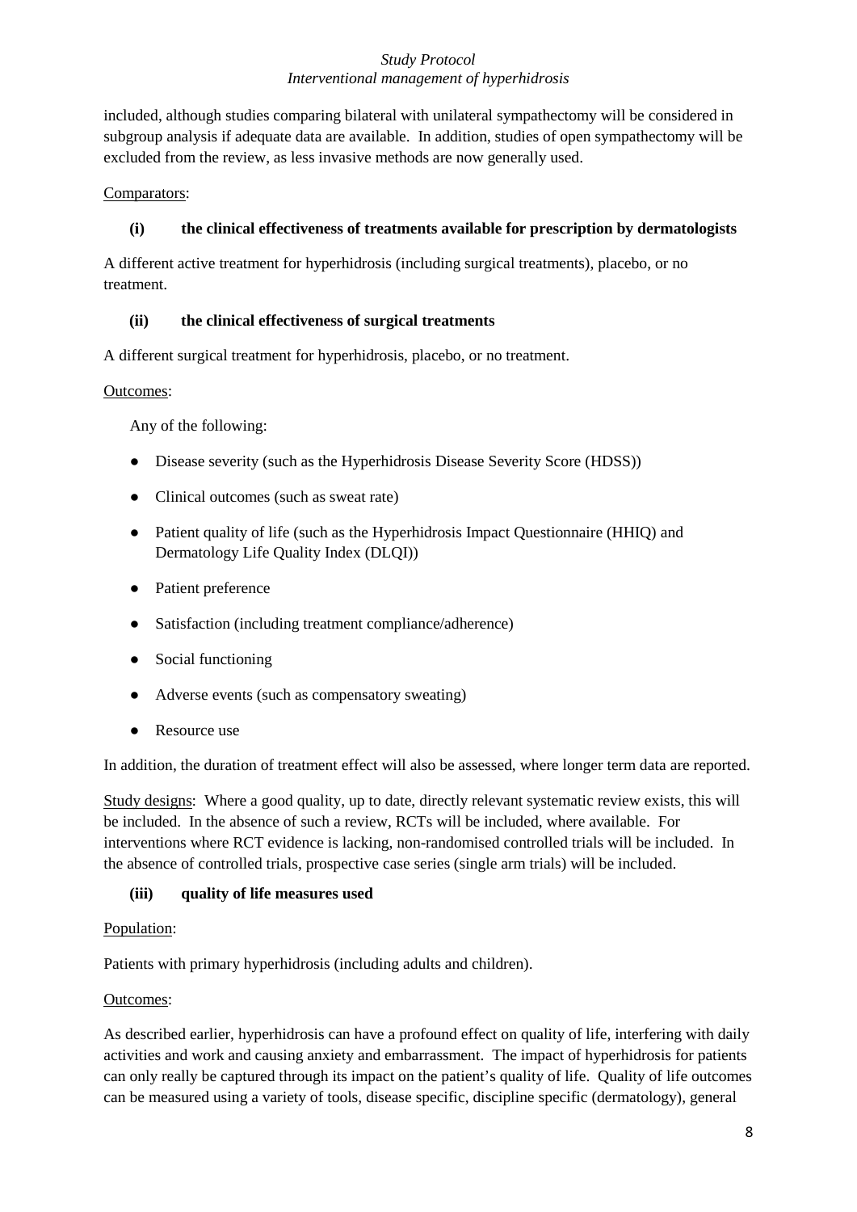included, although studies comparing bilateral with unilateral sympathectomy will be considered in subgroup analysis if adequate data are available. In addition, studies of open sympathectomy will be excluded from the review, as less invasive methods are now generally used.

Comparators:

**(i) the clinical effectiveness of treatments available for prescription by dermatologists**

A different active treatment for hyperhidrosis (including surgical treatments), placebo, or no treatment.

**(ii) the clinical effectiveness of surgical treatments**

A different surgical treatment for hyperhidrosis, placebo, or no treatment.

Outcomes:

Any of the following:

- Disease severity (such as the Hyperhidrosis Disease Severity Score (HDSS))
- Clinical outcomes (such as sweat rate)
- Patient quality of life (such as the Hyperhidrosis Impact Questionnaire (HHIQ) and Dermatology Life Quality Index (DLQI))
- Patient preference
- Satisfaction (including treatment compliance/adherence)
- Social functioning
- Adverse events (such as compensatory sweating)
- Resource use

In addition, the duration of treatment effect will also be assessed, where longer term data are reported.

Study designs: Where a good quality, up to date, directly relevant systematic review exists, this will be included. In the absence of such a review, RCTs will be included, where available. For interventions where RCT evidence is lacking, non-randomised controlled trials will be included. In the absence of controlled trials, prospective case series (single arm trials) will be included.

**(iii) quality of life measures used**

Population:

Patients with primary hyperhidrosis (including adults and children).

Outcomes:

As described earlier, hyperhidrosis can have a profound effect on quality of life, interfering with daily activities and work and causing anxiety and embarrassment. The impact of hyperhidrosis for patients can only really be captured through its impact on the patient's quality of life. Quality of life outcomes can be measured using a variety of tools, disease specific, discipline specific (dermatology), general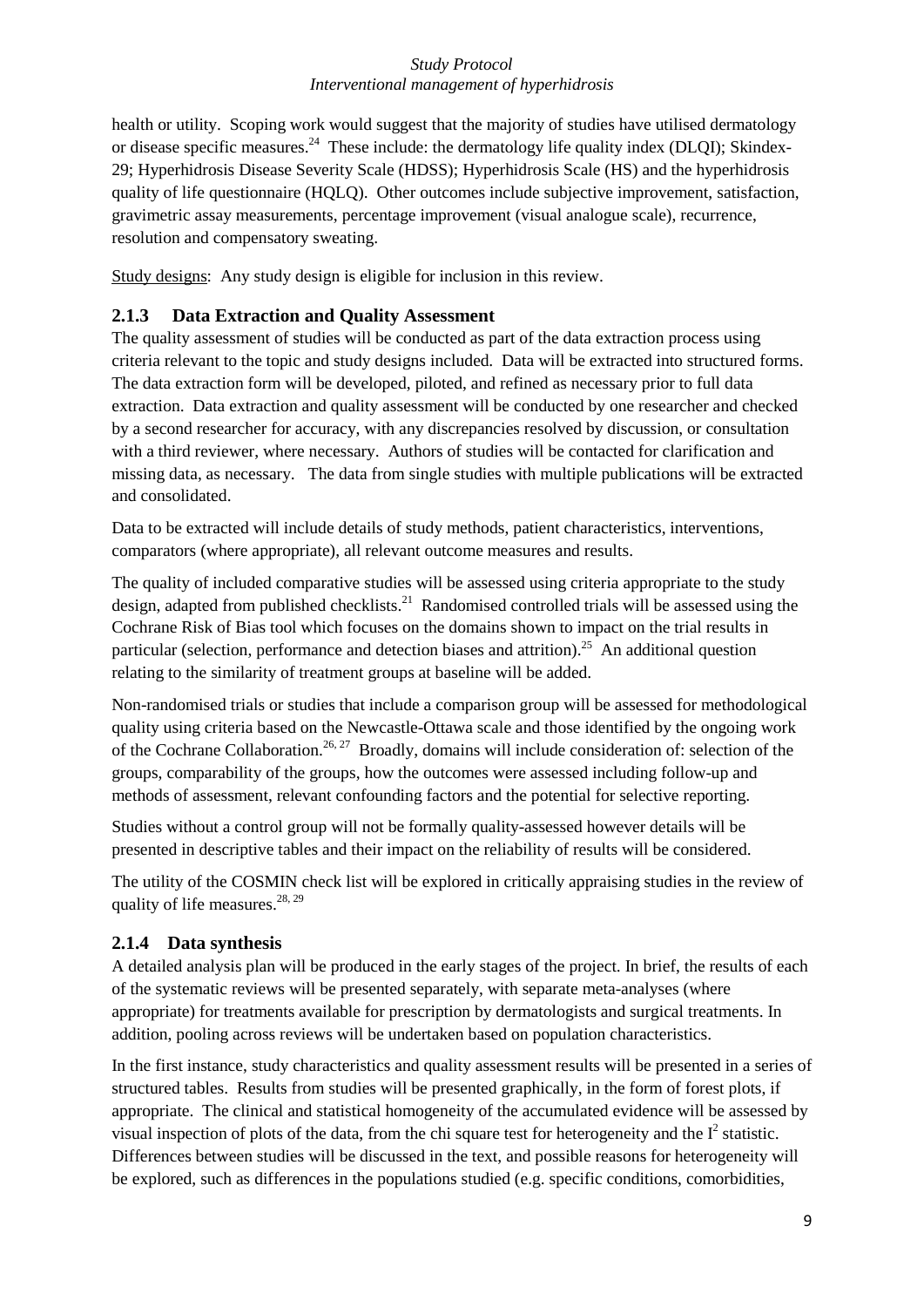health or utility. Scoping work would suggest that the majority of studies have utilised dermatology or disease specific measures.[24] These include: the dermatology life quality index (DLQI); Skindex-29; Hyperhidrosis Disease Severity Scale (HDSS); Hyperhidrosis Scale (HS) and the hyperhidrosis quality of life questionnaire (HQLQ). Other outcomes include subjective improvement, satisfaction, gravimetric assay measurements, percentage improvement (visual analogue scale), recurrence, resolution and compensatory sweating.

Study designs: Any study design is eligible for inclusion in this review.

### 2.1.3 Data Extraction and Quality Assessment

The quality assessment of studies will be conducted as part of the data extraction process using criteria relevant to the topic and study designs included. Data will be extracted into structured forms. The data extraction form will be developed, piloted, and refined as necessary prior to full data extraction. Data extraction and quality assessment will be conducted by one researcher and checked by a second researcher for accuracy, with any discrepancies resolved by discussion, or consultation with a third reviewer, where necessary. Authors of studies will be contacted for clarification and missing data, as necessary. The data from single studies with multiple publications will be extracted and consolidated.

Data to be extracted will include details of study methods, patient characteristics, interventions, comparators (where appropriate), all relevant outcome measures and results.

The quality of included comparative studies will be assessed using criteria appropriate to the study design, adapted from published checklists.[21] Randomised controlled trials will be assessed using the Cochrane Risk of Bias tool which focuses on the domains shown to impact on the trial results in particular (selection, performance and detection biases and attrition).[25] An additional question relating to the similarity of treatment groups at baseline will be added.

Non-randomised trials or studies that include a comparison group will be assessed for methodological quality using criteria based on the Newcastle-Ottawa scale and those identified by the ongoing work of the Cochrane Collaboration.[26, 27] Broadly, domains will include consideration of: selection of the groups, comparability of the groups, how the outcomes were assessed including follow-up and methods of assessment, relevant confounding factors and the potential for selective reporting.

Studies without a control group will not be formally quality-assessed however details will be presented in descriptive tables and their impact on the reliability of results will be considered.

The utility of the COSMIN check list will be explored in critically appraising studies in the review of quality of life measures.[28, 29]

### 2.1.4 Data synthesis

A detailed analysis plan will be produced in the early stages of the project. In brief, the results of each of the systematic reviews will be presented separately, with separate meta-analyses (where appropriate) for treatments available for prescription by dermatologists and surgical treatments. In addition, pooling across reviews will be undertaken based on population characteristics.

In the first instance, study characteristics and quality assessment results will be presented in a series of structured tables. Results from studies will be presented graphically, in the form of forest plots, if appropriate. The clinical and statistical homogeneity of the accumulated evidence will be assessed by visual inspection of plots of the data, from the chi square test for heterogeneity and the $I^2$ statistic. Differences between studies will be discussed in the text, and possible reasons for heterogeneity will be explored, such as differences in the populations studied (e.g. specific conditions, comorbidities,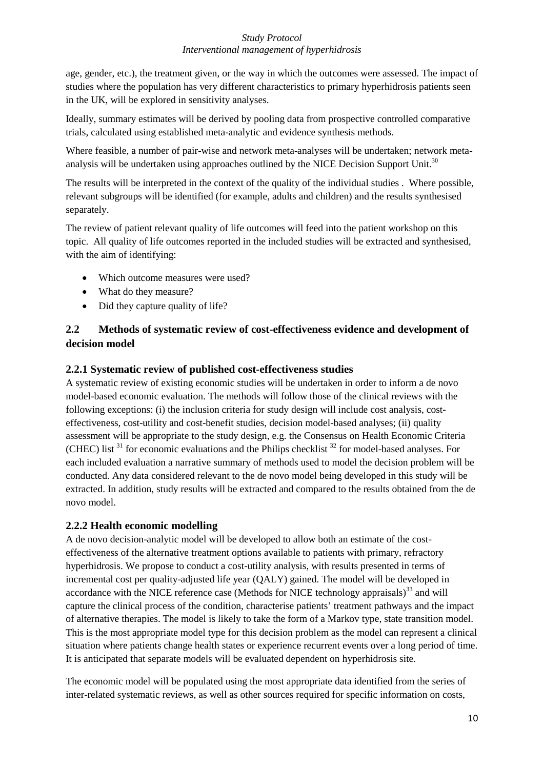age, gender, etc.), the treatment given, or the way in which the outcomes were assessed. The impact of studies where the population has very different characteristics to primary hyperhidrosis patients seen in the UK, will be explored in sensitivity analyses.

Ideally, summary estimates will be derived by pooling data from prospective controlled comparative trials, calculated using established meta-analytic and evidence synthesis methods.

Where feasible, a number of pair-wise and network meta-analyses will be undertaken; network meta-analysis will be undertaken using approaches outlined by the NICE Decision Support Unit.[30]

The results will be interpreted in the context of the quality of the individual studies . Where possible, relevant subgroups will be identified (for example, adults and children) and the results synthesised separately.

The review of patient relevant quality of life outcomes will feed into the patient workshop on this topic. All quality of life outcomes reported in the included studies will be extracted and synthesised, with the aim of identifying:

- Which outcome measures were used?
- What do they measure?
- Did they capture quality of life?

## 2.2 Methods of systematic review of cost-effectiveness evidence and development of decision model

### 2.2.1 Systematic review of published cost-effectiveness studies

A systematic review of existing economic studies will be undertaken in order to inform a de novo model-based economic evaluation. The methods will follow those of the clinical reviews with the following exceptions: (i) the inclusion criteria for study design will include cost analysis, cost-effectiveness, cost-utility and cost-benefit studies, decision model-based analyses; (ii) quality assessment will be appropriate to the study design, e.g. the Consensus on Health Economic Criteria (CHEC) list [31] for economic evaluations and the Philips checklist [32] for model-based analyses. For each included evaluation a narrative summary of methods used to model the decision problem will be conducted. Any data considered relevant to the de novo model being developed in this study will be extracted. In addition, study results will be extracted and compared to the results obtained from the de novo model.

### 2.2.2 Health economic modelling

A de novo decision-analytic model will be developed to allow both an estimate of the cost-effectiveness of the alternative treatment options available to patients with primary, refractory hyperhidrosis. We propose to conduct a cost-utility analysis, with results presented in terms of incremental cost per quality-adjusted life year (QALY) gained. The model will be developed in accordance with the NICE reference case (Methods for NICE technology appraisals)[33] and will capture the clinical process of the condition, characterise patients' treatment pathways and the impact of alternative therapies. The model is likely to take the form of a Markov type, state transition model. This is the most appropriate model type for this decision problem as the model can represent a clinical situation where patients change health states or experience recurrent events over a long period of time. It is anticipated that separate models will be evaluated dependent on hyperhidrosis site.

The economic model will be populated using the most appropriate data identified from the series of inter-related systematic reviews, as well as other sources required for specific information on costs,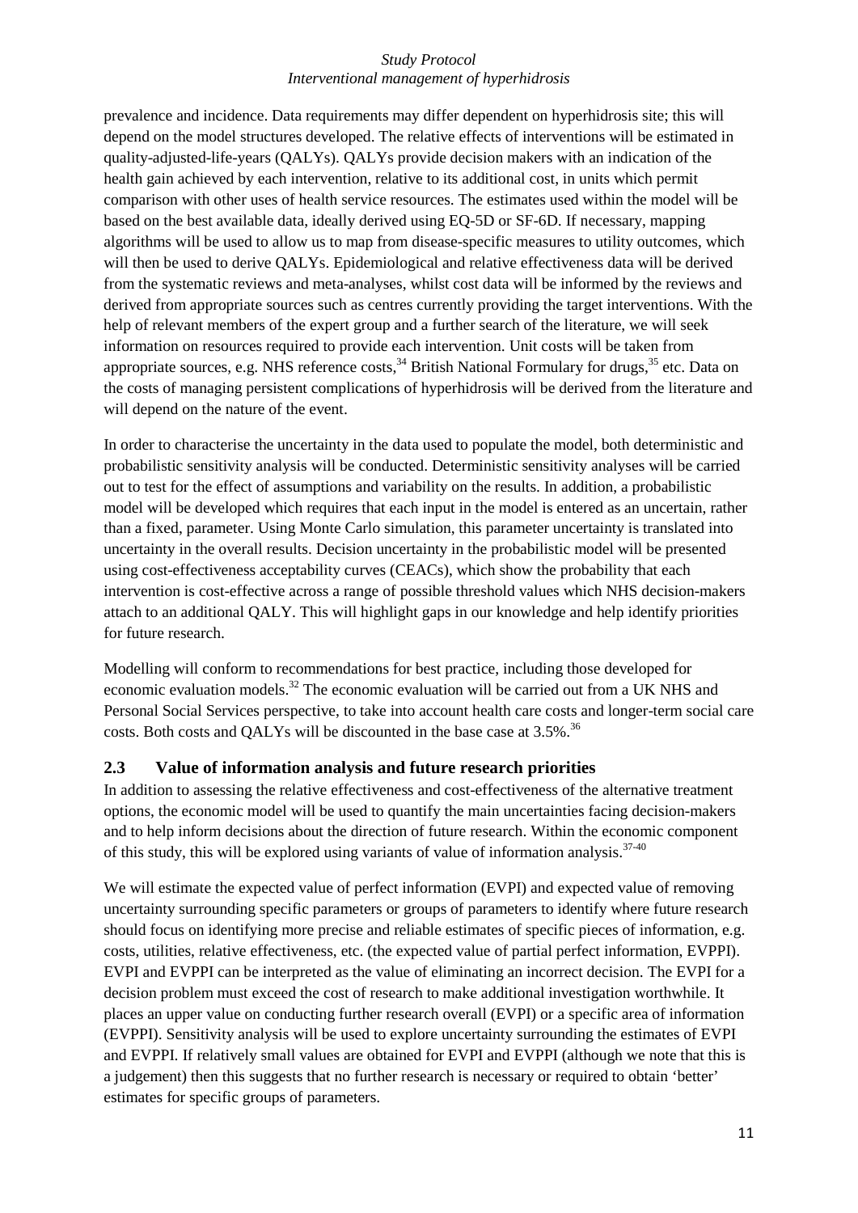prevalence and incidence. Data requirements may differ dependent on hyperhidrosis site; this will depend on the model structures developed. The relative effects of interventions will be estimated in quality-adjusted-life-years (QALYs). QALYs provide decision makers with an indication of the health gain achieved by each intervention, relative to its additional cost, in units which permit comparison with other uses of health service resources. The estimates used within the model will be based on the best available data, ideally derived using EQ-5D or SF-6D. If necessary, mapping algorithms will be used to allow us to map from disease-specific measures to utility outcomes, which will then be used to derive QALYs. Epidemiological and relative effectiveness data will be derived from the systematic reviews and meta-analyses, whilst cost data will be informed by the reviews and derived from appropriate sources such as centres currently providing the target interventions. With the help of relevant members of the expert group and a further search of the literature, we will seek information on resources required to provide each intervention. Unit costs will be taken from appropriate sources, e.g. NHS reference costs,[34] British National Formulary for drugs,[35] etc. Data on the costs of managing persistent complications of hyperhidrosis will be derived from the literature and will depend on the nature of the event.

In order to characterise the uncertainty in the data used to populate the model, both deterministic and probabilistic sensitivity analysis will be conducted. Deterministic sensitivity analyses will be carried out to test for the effect of assumptions and variability on the results. In addition, a probabilistic model will be developed which requires that each input in the model is entered as an uncertain, rather than a fixed, parameter. Using Monte Carlo simulation, this parameter uncertainty is translated into uncertainty in the overall results. Decision uncertainty in the probabilistic model will be presented using cost-effectiveness acceptability curves (CEACs), which show the probability that each intervention is cost-effective across a range of possible threshold values which NHS decision-makers attach to an additional QALY. This will highlight gaps in our knowledge and help identify priorities for future research.

Modelling will conform to recommendations for best practice, including those developed for economic evaluation models.[32] The economic evaluation will be carried out from a UK NHS and Personal Social Services perspective, to take into account health care costs and longer-term social care costs. Both costs and QALYs will be discounted in the base case at 3.5%.[36]

## 2.3 Value of information analysis and future research priorities

In addition to assessing the relative effectiveness and cost-effectiveness of the alternative treatment options, the economic model will be used to quantify the main uncertainties facing decision-makers and to help inform decisions about the direction of future research. Within the economic component of this study, this will be explored using variants of value of information analysis.[37-40]

We will estimate the expected value of perfect information (EVPI) and expected value of removing uncertainty surrounding specific parameters or groups of parameters to identify where future research should focus on identifying more precise and reliable estimates of specific pieces of information, e.g. costs, utilities, relative effectiveness, etc. (the expected value of partial perfect information, EVPPI). EVPI and EVPPI can be interpreted as the value of eliminating an incorrect decision. The EVPI for a decision problem must exceed the cost of research to make additional investigation worthwhile. It places an upper value on conducting further research overall (EVPI) or a specific area of information (EVPPI). Sensitivity analysis will be used to explore uncertainty surrounding the estimates of EVPI and EVPPI. If relatively small values are obtained for EVPI and EVPPI (although we note that this is a judgement) then this suggests that no further research is necessary or required to obtain 'better' estimates for specific groups of parameters.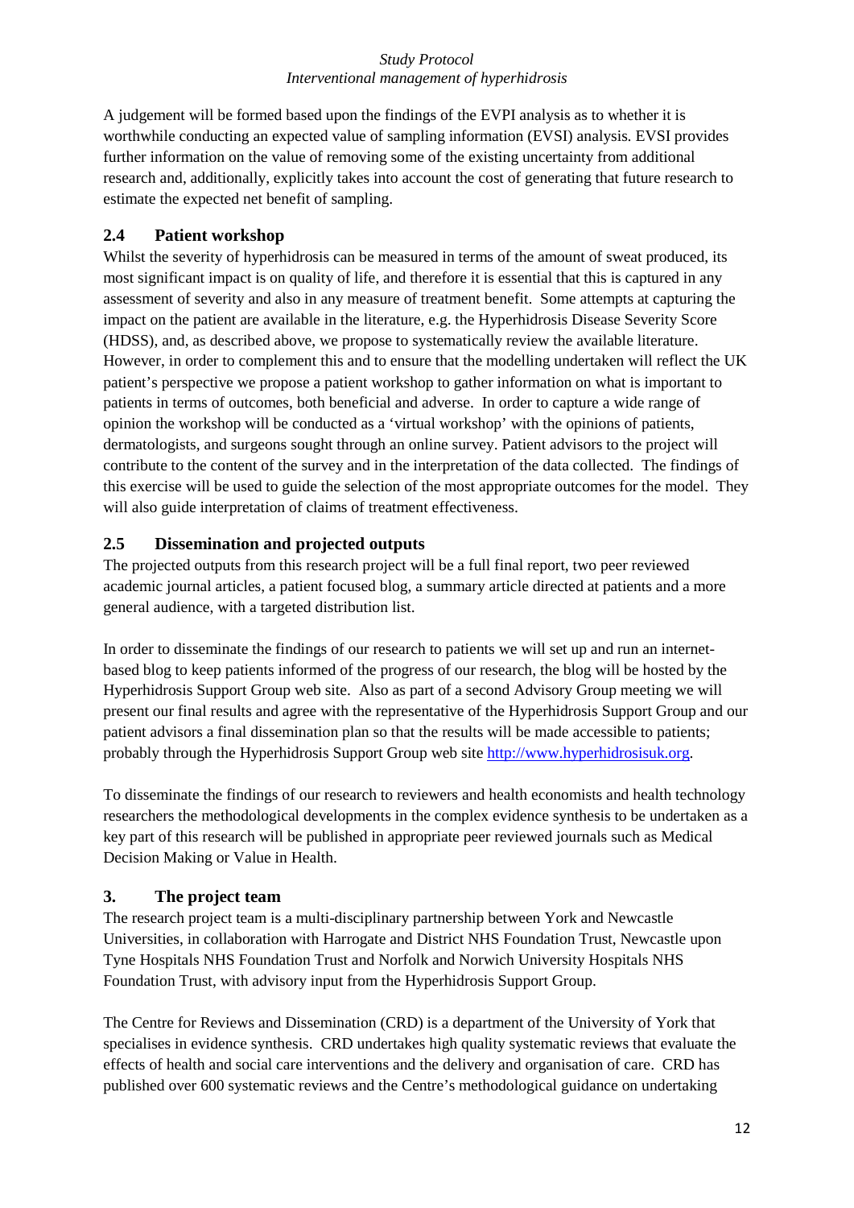A judgement will be formed based upon the findings of the EVPI analysis as to whether it is worthwhile conducting an expected value of sampling information (EVSI) analysis. EVSI provides further information on the value of removing some of the existing uncertainty from additional research and, additionally, explicitly takes into account the cost of generating that future research to estimate the expected net benefit of sampling.

## 2.4 Patient workshop

Whilst the severity of hyperhidrosis can be measured in terms of the amount of sweat produced, its most significant impact is on quality of life, and therefore it is essential that this is captured in any assessment of severity and also in any measure of treatment benefit. Some attempts at capturing the impact on the patient are available in the literature, e.g. the Hyperhidrosis Disease Severity Score (HDSS), and, as described above, we propose to systematically review the available literature. However, in order to complement this and to ensure that the modelling undertaken will reflect the UK patient's perspective we propose a patient workshop to gather information on what is important to patients in terms of outcomes, both beneficial and adverse. In order to capture a wide range of opinion the workshop will be conducted as a 'virtual workshop' with the opinions of patients, dermatologists, and surgeons sought through an online survey. Patient advisors to the project will contribute to the content of the survey and in the interpretation of the data collected. The findings of this exercise will be used to guide the selection of the most appropriate outcomes for the model. They will also guide interpretation of claims of treatment effectiveness.

## 2.5 Dissemination and projected outputs

The projected outputs from this research project will be a full final report, two peer reviewed academic journal articles, a patient focused blog, a summary article directed at patients and a more general audience, with a targeted distribution list.

In order to disseminate the findings of our research to patients we will set up and run an internet-based blog to keep patients informed of the progress of our research, the blog will be hosted by the Hyperhidrosis Support Group web site. Also as part of a second Advisory Group meeting we will present our final results and agree with the representative of the Hyperhidrosis Support Group and our patient advisors a final dissemination plan so that the results will be made accessible to patients; probably through the Hyperhidrosis Support Group web site [http://www.hyperhidrosisuk.org](http://www.hyperhidrosisuk.org).

To disseminate the findings of our research to reviewers and health economists and health technology researchers the methodological developments in the complex evidence synthesis to be undertaken as a key part of this research will be published in appropriate peer reviewed journals such as Medical Decision Making or Value in Health.

# 3. The project team

The research project team is a multi-disciplinary partnership between York and Newcastle Universities, in collaboration with Harrogate and District NHS Foundation Trust, Newcastle upon Tyne Hospitals NHS Foundation Trust and Norfolk and Norwich University Hospitals NHS Foundation Trust, with advisory input from the Hyperhidrosis Support Group.

The Centre for Reviews and Dissemination (CRD) is a department of the University of York that specialises in evidence synthesis. CRD undertakes high quality systematic reviews that evaluate the effects of health and social care interventions and the delivery and organisation of care. CRD has published over 600 systematic reviews and the Centre's methodological guidance on undertaking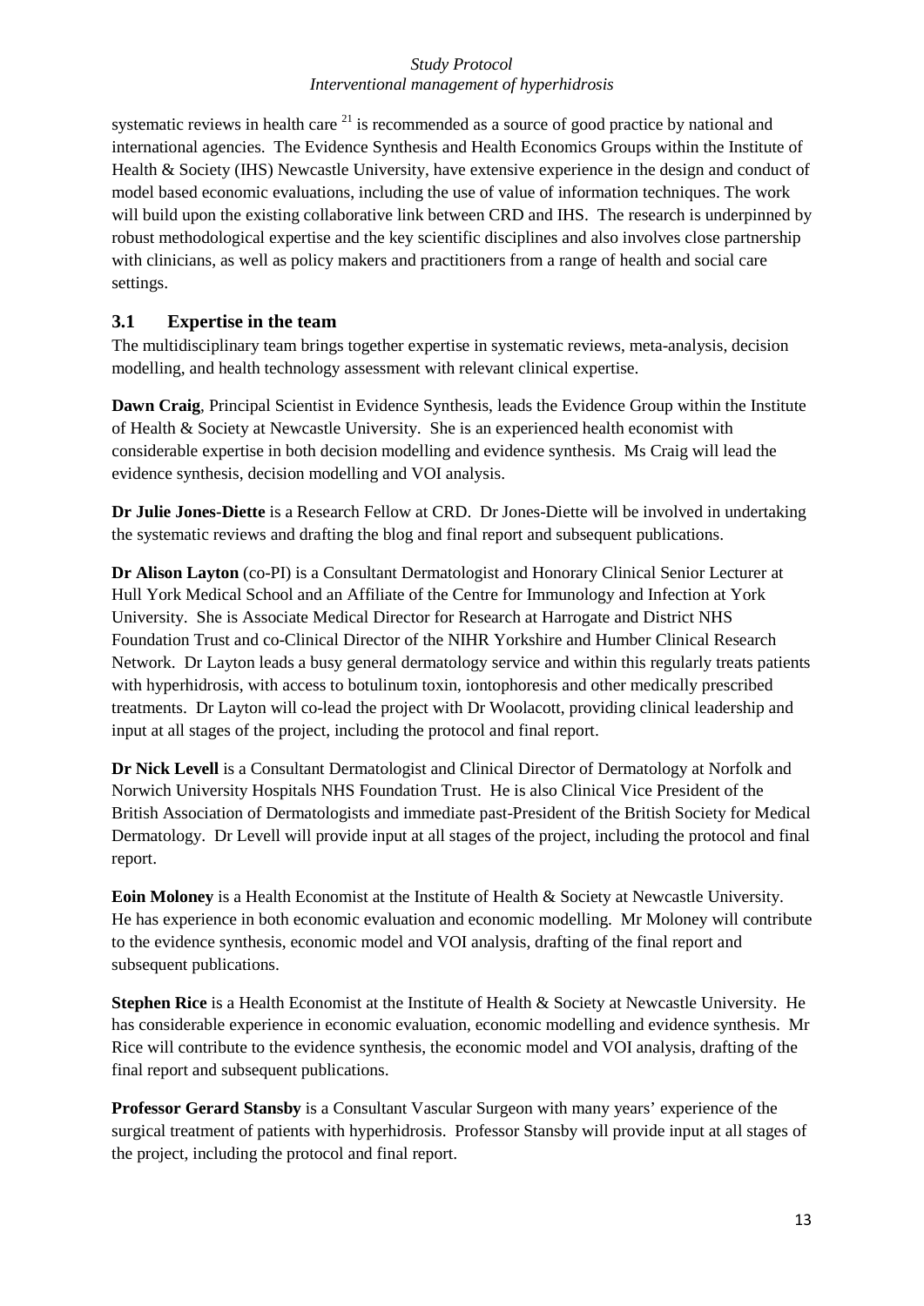systematic reviews in health care [21] is recommended as a source of good practice by national and international agencies. The Evidence Synthesis and Health Economics Groups within the Institute of Health & Society (IHS) Newcastle University, have extensive experience in the design and conduct of model based economic evaluations, including the use of value of information techniques. The work will build upon the existing collaborative link between CRD and IHS. The research is underpinned by robust methodological expertise and the key scientific disciplines and also involves close partnership with clinicians, as well as policy makers and practitioners from a range of health and social care settings.

### 3.1 Expertise in the team

The multidisciplinary team brings together expertise in systematic reviews, meta-analysis, decision modelling, and health technology assessment with relevant clinical expertise.

**Dawn Craig**, Principal Scientist in Evidence Synthesis, leads the Evidence Group within the Institute of Health & Society at Newcastle University. She is an experienced health economist with considerable expertise in both decision modelling and evidence synthesis. Ms Craig will lead the evidence synthesis, decision modelling and VOI analysis.

**Dr Julie Jones-Diette** is a Research Fellow at CRD. Dr Jones-Diette will be involved in undertaking the systematic reviews and drafting the blog and final report and subsequent publications.

**Dr Alison Layton** (co-PI) is a Consultant Dermatologist and Honorary Clinical Senior Lecturer at Hull York Medical School and an Affiliate of the Centre for Immunology and Infection at York University. She is Associate Medical Director for Research at Harrogate and District NHS Foundation Trust and co-Clinical Director of the NIHR Yorkshire and Humber Clinical Research Network. Dr Layton leads a busy general dermatology service and within this regularly treats patients with hyperhidrosis, with access to botulinum toxin, iontophoresis and other medically prescribed treatments. Dr Layton will co-lead the project with Dr Woolacott, providing clinical leadership and input at all stages of the project, including the protocol and final report.

**Dr Nick Levell** is a Consultant Dermatologist and Clinical Director of Dermatology at Norfolk and Norwich University Hospitals NHS Foundation Trust. He is also Clinical Vice President of the British Association of Dermatologists and immediate past-President of the British Society for Medical Dermatology. Dr Levell will provide input at all stages of the project, including the protocol and final report.

**Eoin Moloney** is a Health Economist at the Institute of Health & Society at Newcastle University. He has experience in both economic evaluation and economic modelling. Mr Moloney will contribute to the evidence synthesis, economic model and VOI analysis, drafting of the final report and subsequent publications.

**Stephen Rice** is a Health Economist at the Institute of Health & Society at Newcastle University. He has considerable experience in economic evaluation, economic modelling and evidence synthesis. Mr Rice will contribute to the evidence synthesis, the economic model and VOI analysis, drafting of the final report and subsequent publications.

**Professor Gerard Stansby** is a Consultant Vascular Surgeon with many years' experience of the surgical treatment of patients with hyperhidrosis. Professor Stansby will provide input at all stages of the project, including the protocol and final report.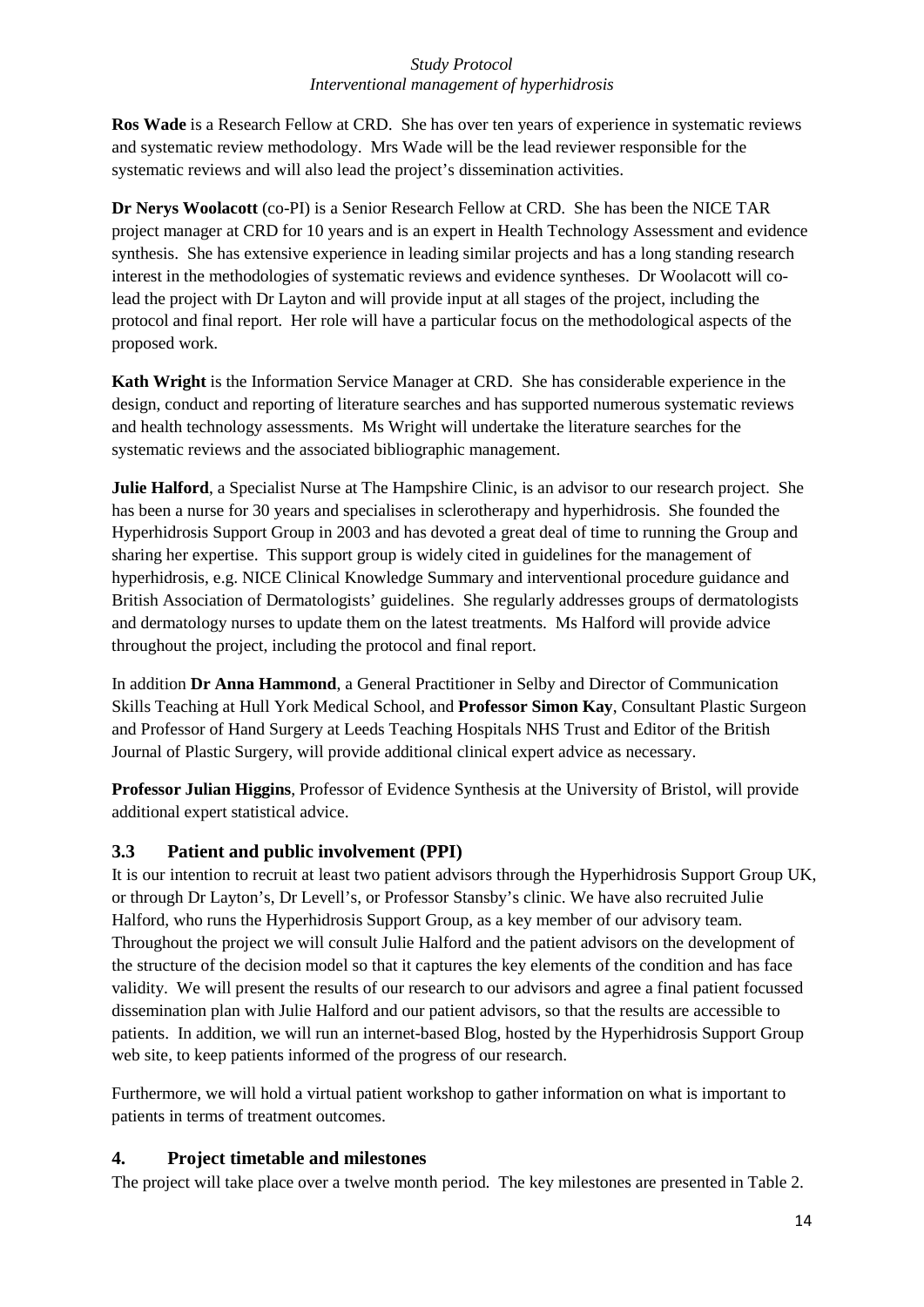**Ros Wade** is a Research Fellow at CRD. She has over ten years of experience in systematic reviews and systematic review methodology. Mrs Wade will be the lead reviewer responsible for the systematic reviews and will also lead the project's dissemination activities.

**Dr Nerys Woolacott** (co-PI) is a Senior Research Fellow at CRD. She has been the NICE TAR project manager at CRD for 10 years and is an expert in Health Technology Assessment and evidence synthesis. She has extensive experience in leading similar projects and has a long standing research interest in the methodologies of systematic reviews and evidence syntheses. Dr Woolacott will co-lead the project with Dr Layton and will provide input at all stages of the project, including the protocol and final report. Her role will have a particular focus on the methodological aspects of the proposed work.

**Kath Wright** is the Information Service Manager at CRD. She has considerable experience in the design, conduct and reporting of literature searches and has supported numerous systematic reviews and health technology assessments. Ms Wright will undertake the literature searches for the systematic reviews and the associated bibliographic management.

**Julie Halford**, a Specialist Nurse at The Hampshire Clinic, is an advisor to our research project. She has been a nurse for 30 years and specialises in sclerotherapy and hyperhidrosis. She founded the Hyperhidrosis Support Group in 2003 and has devoted a great deal of time to running the Group and sharing her expertise. This support group is widely cited in guidelines for the management of hyperhidrosis, e.g. NICE Clinical Knowledge Summary and interventional procedure guidance and British Association of Dermatologists' guidelines. She regularly addresses groups of dermatologists and dermatology nurses to update them on the latest treatments. Ms Halford will provide advice throughout the project, including the protocol and final report.

In addition **Dr Anna Hammond**, a General Practitioner in Selby and Director of Communication Skills Teaching at Hull York Medical School, and **Professor Simon Kay**, Consultant Plastic Surgeon and Professor of Hand Surgery at Leeds Teaching Hospitals NHS Trust and Editor of the British Journal of Plastic Surgery, will provide additional clinical expert advice as necessary.

**Professor Julian Higgins**, Professor of Evidence Synthesis at the University of Bristol, will provide additional expert statistical advice.

### 3.3 Patient and public involvement (PPI)

It is our intention to recruit at least two patient advisors through the Hyperhidrosis Support Group UK, or through Dr Layton's, Dr Levell's, or Professor Stansby's clinic. We have also recruited Julie Halford, who runs the Hyperhidrosis Support Group, as a key member of our advisory team. Throughout the project we will consult Julie Halford and the patient advisors on the development of the structure of the decision model so that it captures the key elements of the condition and has face validity. We will present the results of our research to our advisors and agree a final patient focussed dissemination plan with Julie Halford and our patient advisors, so that the results are accessible to patients. In addition, we will run an internet-based Blog, hosted by the Hyperhidrosis Support Group web site, to keep patients informed of the progress of our research.

Furthermore, we will hold a virtual patient workshop to gather information on what is important to patients in terms of treatment outcomes.

## 4. Project timetable and milestones

The project will take place over a twelve month period. The key milestones are presented in Table 2.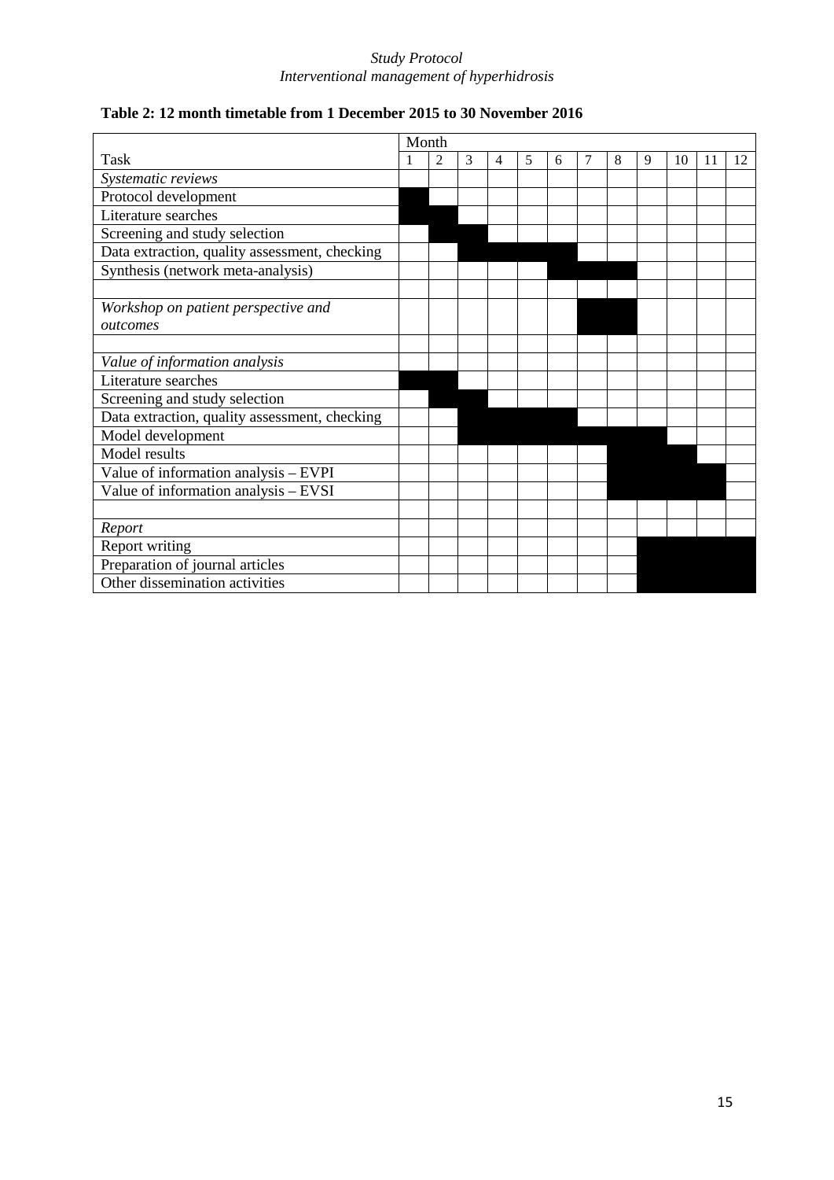**Table 2: 12 month timetable from 1 December 2015 to 30 November 2016**

| Task | Month | | | | | | | | | | | |
|---|---|---|---|---|---|---|---|---|---|---|---|---|
| | 1 | 2 | 3 | 4 | 5 | 6 | 7 | 8 | 9 | 10 | 11 | 12 |
| *Systematic reviews* | | | | | | | | | | | | |
| Protocol development | ■ | | | | | | | | | | | |
| Literature searches | ■ | ■ | | | | | | | | | | |
| Screening and study selection | | ■ | ■ | | | | | | | | | |
| Data extraction, quality assessment, checking | | | ■ | ■ | ■ | ■ | | | | | | |
| Synthesis (network meta-analysis) | | | | | | ■ | ■ | ■ | | | | |
| | | | | | | | | | | | | |
| *Workshop on patient perspective and outcomes* | | | | | | | ■ | ■ | | | | |
| | | | | | | | | | | | | |
| *Value of information analysis* | | | | | | | | | | | | |
| Literature searches | ■ | ■ | | | | | | | | | | |
| Screening and study selection | | ■ | ■ | | | | | | | | | |
| Data extraction, quality assessment, checking | | | ■ | ■ | ■ | ■ | | | | | | |
| Model development | | | ■ | ■ | ■ | ■ | ■ | ■ | ■ | | | |
| Model results | | | | | | | | ■ | ■ | ■ | | |
| Value of information analysis – EVPI | | | | | | | | ■ | ■ | ■ | ■ | |
| Value of information analysis – EVSI | | | | | | | | ■ | ■ | ■ | ■ | |
| | | | | | | | | | | | | |
| *Report* | | | | | | | | | | | | |
| Report writing | | | | | | | | | ■ | ■ | ■ | ■ |
| Preparation of journal articles | | | | | | | | | ■ | ■ | ■ | ■ |
| Other dissemination activities | | | | | | | | | ■ | ■ | ■ | ■ |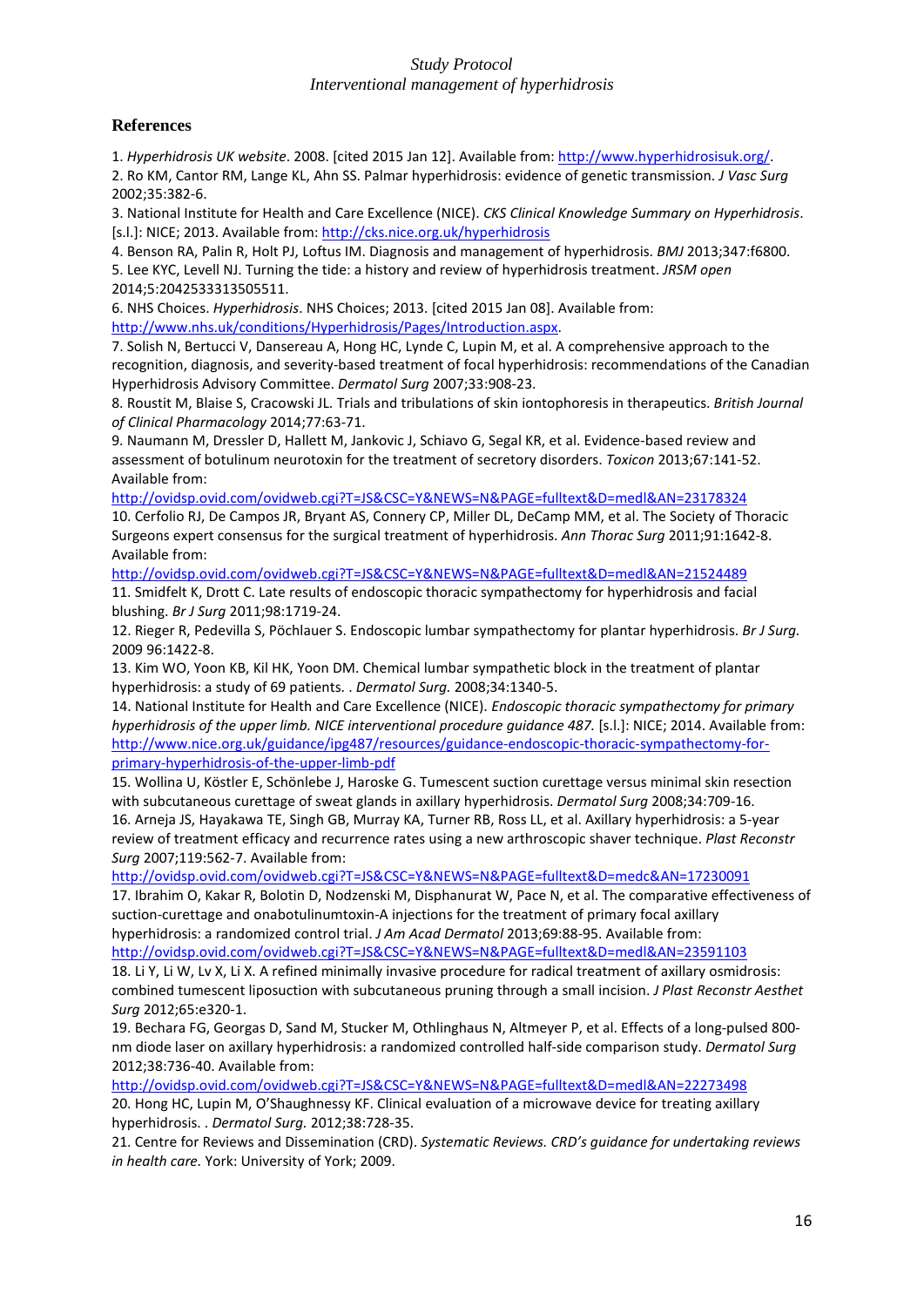## References

1. *Hyperhidrosis UK website*. 2008. [cited 2015 Jan 12]. Available from: http://www.hyperhidrosisuk.org/.
2. Ro KM, Cantor RM, Lange KL, Ahn SS. Palmar hyperhidrosis: evidence of genetic transmission. *J Vasc Surg* 2002;35:382-6.
3. National Institute for Health and Care Excellence (NICE). *CKS Clinical Knowledge Summary on Hyperhidrosis*. [s.l.]: NICE; 2013. Available from: http://cks.nice.org.uk/hyperhidrosis
4. Benson RA, Palin R, Holt PJ, Loftus IM. Diagnosis and management of hyperhidrosis. *BMJ* 2013;347:f6800.
5. Lee KYC, Levell NJ. Turning the tide: a history and review of hyperhidrosis treatment. *JRSM open* 2014;5:2042533313505511.
6. NHS Choices. *Hyperhidrosis*. NHS Choices; 2013. [cited 2015 Jan 08]. Available from: http://www.nhs.uk/conditions/Hyperhidrosis/Pages/Introduction.aspx.
7. Solish N, Bertucci V, Dansereau A, Hong HC, Lynde C, Lupin M, et al. A comprehensive approach to the recognition, diagnosis, and severity-based treatment of focal hyperhidrosis: recommendations of the Canadian Hyperhidrosis Advisory Committee. *Dermatol Surg* 2007;33:908-23.
8. Roustit M, Blaise S, Cracowski JL. Trials and tribulations of skin iontophoresis in therapeutics. *British Journal of Clinical Pharmacology* 2014;77:63-71.
9. Naumann M, Dressler D, Hallett M, Jankovic J, Schiavo G, Segal KR, et al. Evidence-based review and assessment of botulinum neurotoxin for the treatment of secretory disorders. *Toxicon* 2013;67:141-52. Available from: http://ovidsp.ovid.com/ovidweb.cgi?T=JS&CSC=Y&NEWS=N&PAGE=fulltext&D=medl&AN=23178324
10. Cerfolio RJ, De Campos JR, Bryant AS, Connery CP, Miller DL, DeCamp MM, et al. The Society of Thoracic Surgeons expert consensus for the surgical treatment of hyperhidrosis. *Ann Thorac Surg* 2011;91:1642-8. Available from: http://ovidsp.ovid.com/ovidweb.cgi?T=JS&CSC=Y&NEWS=N&PAGE=fulltext&D=medl&AN=21524489
11. Smidfelt K, Drott C. Late results of endoscopic thoracic sympathectomy for hyperhidrosis and facial blushing. *Br J Surg* 2011;98:1719-24.
12. Rieger R, Pedevilla S, Pöchlauer S. Endoscopic lumbar sympathectomy for plantar hyperhidrosis. *Br J Surg.* 2009 96:1422-8.
13. Kim WO, Yoon KB, Kil HK, Yoon DM. Chemical lumbar sympathetic block in the treatment of plantar hyperhidrosis: a study of 69 patients. . *Dermatol Surg.* 2008;34:1340-5.
14. National Institute for Health and Care Excellence (NICE). *Endoscopic thoracic sympathectomy for primary hyperhidrosis of the upper limb. NICE interventional procedure guidance 487.* [s.l.]: NICE; 2014. Available from: http://www.nice.org.uk/guidance/ipg487/resources/guidance-endoscopic-thoracic-sympathectomy-for-primary-hyperhidrosis-of-the-upper-limb-pdf
15. Wollina U, Köstler E, Schönlebe J, Haroske G. Tumescent suction curettage versus minimal skin resection with subcutaneous curettage of sweat glands in axillary hyperhidrosis. *Dermatol Surg* 2008;34:709-16.
16. Arneja JS, Hayakawa TE, Singh GB, Murray KA, Turner RB, Ross LL, et al. Axillary hyperhidrosis: a 5-year review of treatment efficacy and recurrence rates using a new arthroscopic shaver technique. *Plast Reconstr Surg* 2007;119:562-7. Available from: http://ovidsp.ovid.com/ovidweb.cgi?T=JS&CSC=Y&NEWS=N&PAGE=fulltext&D=medc&AN=17230091
17. Ibrahim O, Kakar R, Bolotin D, Nodzenski M, Disphanurat W, Pace N, et al. The comparative effectiveness of suction-curettage and onabotulinumtoxin-A injections for the treatment of primary focal axillary hyperhidrosis: a randomized control trial. *J Am Acad Dermatol* 2013;69:88-95. Available from: http://ovidsp.ovid.com/ovidweb.cgi?T=JS&CSC=Y&NEWS=N&PAGE=fulltext&D=medl&AN=23591103
18. Li Y, Li W, Lv X, Li X. A refined minimally invasive procedure for radical treatment of axillary osmidrosis: combined tumescent liposuction with subcutaneous pruning through a small incision. *J Plast Reconstr Aesthet Surg* 2012;65:e320-1.
19. Bechara FG, Georgas D, Sand M, Stucker M, Othlinghaus N, Altmeyer P, et al. Effects of a long-pulsed 800-nm diode laser on axillary hyperhidrosis: a randomized controlled half-side comparison study. *Dermatol Surg* 2012;38:736-40. Available from: http://ovidsp.ovid.com/ovidweb.cgi?T=JS&CSC=Y&NEWS=N&PAGE=fulltext&D=medl&AN=22273498
20. Hong HC, Lupin M, O'Shaughnessy KF. Clinical evaluation of a microwave device for treating axillary hyperhidrosis. . *Dermatol Surg.* 2012;38:728-35.
21. Centre for Reviews and Dissemination (CRD). *Systematic Reviews. CRD's guidance for undertaking reviews in health care.* York: University of York; 2009.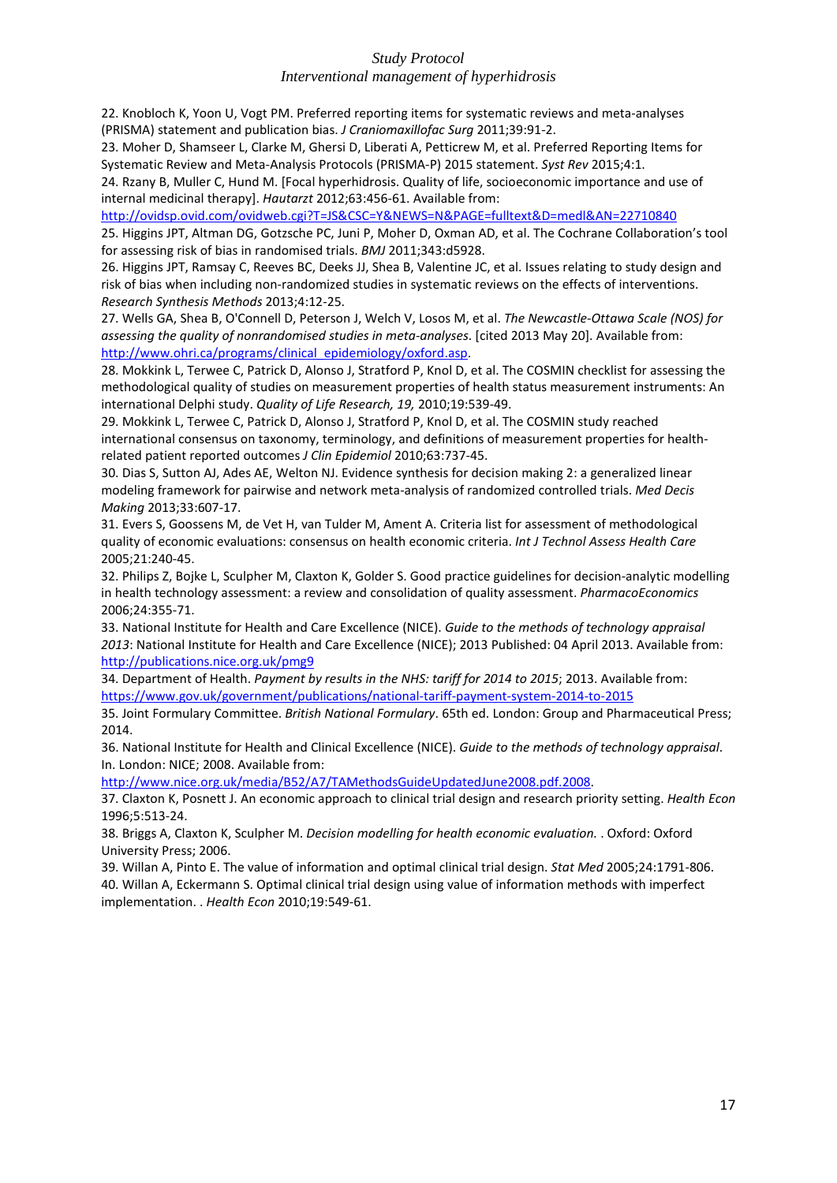22. Knobloch K, Yoon U, Vogt PM. Preferred reporting items for systematic reviews and meta-analyses (PRISMA) statement and publication bias. *J Craniomaxillofac Surg* 2011;39:91-2.

23. Moher D, Shamseer L, Clarke M, Ghersi D, Liberati A, Petticrew M, et al. Preferred Reporting Items for Systematic Review and Meta-Analysis Protocols (PRISMA-P) 2015 statement. *Syst Rev* 2015;4:1.

24. Rzany B, Muller C, Hund M. [Focal hyperhidrosis. Quality of life, socioeconomic importance and use of internal medicinal therapy]. *Hautarzt* 2012;63:456-61. Available from: http://ovidsp.ovid.com/ovidweb.cgi?T=JS&CSC=Y&NEWS=N&PAGE=fulltext&D=medl&AN=22710840

25. Higgins JPT, Altman DG, Gotzsche PC, Juni P, Moher D, Oxman AD, et al. The Cochrane Collaboration's tool for assessing risk of bias in randomised trials. *BMJ* 2011;343:d5928.

26. Higgins JPT, Ramsay C, Reeves BC, Deeks JJ, Shea B, Valentine JC, et al. Issues relating to study design and risk of bias when including non-randomized studies in systematic reviews on the effects of interventions. *Research Synthesis Methods* 2013;4:12-25.

27. Wells GA, Shea B, O'Connell D, Peterson J, Welch V, Losos M, et al. *The Newcastle-Ottawa Scale (NOS) for assessing the quality of nonrandomised studies in meta-analyses*. [cited 2013 May 20]. Available from: http://www.ohri.ca/programs/clinical_epidemiology/oxford.asp.

28. Mokkink L, Terwee C, Patrick D, Alonso J, Stratford P, Knol D, et al. The COSMIN checklist for assessing the methodological quality of studies on measurement properties of health status measurement instruments: An international Delphi study. *Quality of Life Research, 19,* 2010;19:539-49.

29. Mokkink L, Terwee C, Patrick D, Alonso J, Stratford P, Knol D, et al. The COSMIN study reached international consensus on taxonomy, terminology, and definitions of measurement properties for health-related patient reported outcomes *J Clin Epidemiol* 2010;63:737-45.

30. Dias S, Sutton AJ, Ades AE, Welton NJ. Evidence synthesis for decision making 2: a generalized linear modeling framework for pairwise and network meta-analysis of randomized controlled trials. *Med Decis Making* 2013;33:607-17.

31. Evers S, Goossens M, de Vet H, van Tulder M, Ament A. Criteria list for assessment of methodological quality of economic evaluations: consensus on health economic criteria. *Int J Technol Assess Health Care* 2005;21:240-45.

32. Philips Z, Bojke L, Sculpher M, Claxton K, Golder S. Good practice guidelines for decision-analytic modelling in health technology assessment: a review and consolidation of quality assessment. *PharmacoEconomics* 2006;24:355-71.

33. National Institute for Health and Care Excellence (NICE). *Guide to the methods of technology appraisal 2013*: National Institute for Health and Care Excellence (NICE); 2013 Published: 04 April 2013. Available from: http://publications.nice.org.uk/pmg9

34. Department of Health. *Payment by results in the NHS: tariff for 2014 to 2015*; 2013. Available from: https://www.gov.uk/government/publications/national-tariff-payment-system-2014-to-2015

35. Joint Formulary Committee. *British National Formulary*. 65th ed. London: Group and Pharmaceutical Press; 2014.

36. National Institute for Health and Clinical Excellence (NICE). *Guide to the methods of technology appraisal*. In. London: NICE; 2008. Available from: http://www.nice.org.uk/media/B52/A7/TAMethodsGuideUpdatedJune2008.pdf.2008.

37. Claxton K, Posnett J. An economic approach to clinical trial design and research priority setting. *Health Econ* 1996;5:513-24.

38. Briggs A, Claxton K, Sculpher M. *Decision modelling for health economic evaluation.* . Oxford: Oxford University Press; 2006.

39. Willan A, Pinto E. The value of information and optimal clinical trial design. *Stat Med* 2005;24:1791-806.

40. Willan A, Eckermann S. Optimal clinical trial design using value of information methods with imperfect implementation. . *Health Econ* 2010;19:549-61.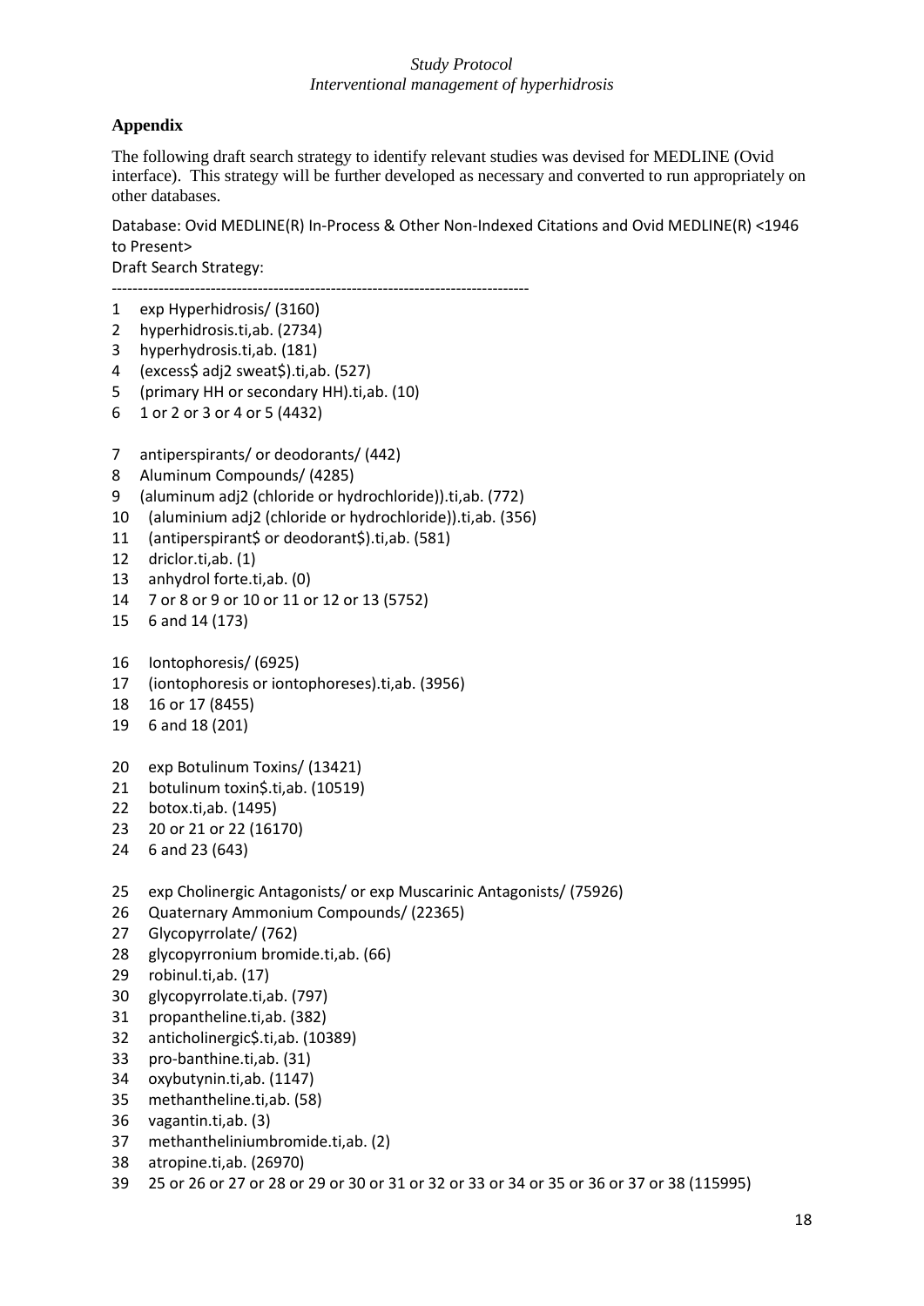## Appendix

The following draft search strategy to identify relevant studies was devised for MEDLINE (Ovid interface). This strategy will be further developed as necessary and converted to run appropriately on other databases.

Database: Ovid MEDLINE(R) In-Process & Other Non-Indexed Citations and Ovid MEDLINE(R) <1946 to Present>

Draft Search Strategy:

--------------------------------------------------------------------------------

1 exp Hyperhidrosis/ (3160)
2 hyperhidrosis.ti,ab. (2734)
3 hyperhydrosis.ti,ab. (181)
4 (excess$ adj2 sweat$).ti,ab. (527)
5 (primary HH or secondary HH).ti,ab. (10)
6 1 or 2 or 3 or 4 or 5 (4432)

7 antiperspirants/ or deodorants/ (442)
8 Aluminum Compounds/ (4285)
9 (aluminum adj2 (chloride or hydrochloride)).ti,ab. (772)
10 (aluminium adj2 (chloride or hydrochloride)).ti,ab. (356)
11 (antiperspirant$ or deodorant$).ti,ab. (581)
12 driclor.ti,ab. (1)
13 anhydrol forte.ti,ab. (0)
14 7 or 8 or 9 or 10 or 11 or 12 or 13 (5752)
15 6 and 14 (173)

16 Iontophoresis/ (6925)
17 (iontophoresis or iontophoreses).ti,ab. (3956)
18 16 or 17 (8455)
19 6 and 18 (201)

20 exp Botulinum Toxins/ (13421)
21 botulinum toxin$.ti,ab. (10519)
22 botox.ti,ab. (1495)
23 20 or 21 or 22 (16170)
24 6 and 23 (643)

25 exp Cholinergic Antagonists/ or exp Muscarinic Antagonists/ (75926)
26 Quaternary Ammonium Compounds/ (22365)
27 Glycopyrrolate/ (762)
28 glycopyrronium bromide.ti,ab. (66)
29 robinul.ti,ab. (17)
30 glycopyrrolate.ti,ab. (797)
31 propantheline.ti,ab. (382)
32 anticholinergic$.ti,ab. (10389)
33 pro-banthine.ti,ab. (31)
34 oxybutynin.ti,ab. (1147)
35 methantheline.ti,ab. (58)
36 vagantin.ti,ab. (3)
37 methantheliniumbromide.ti,ab. (2)
38 atropine.ti,ab. (26970)
39 25 or 26 or 27 or 28 or 29 or 30 or 31 or 32 or 33 or 34 or 35 or 36 or 37 or 38 (115995)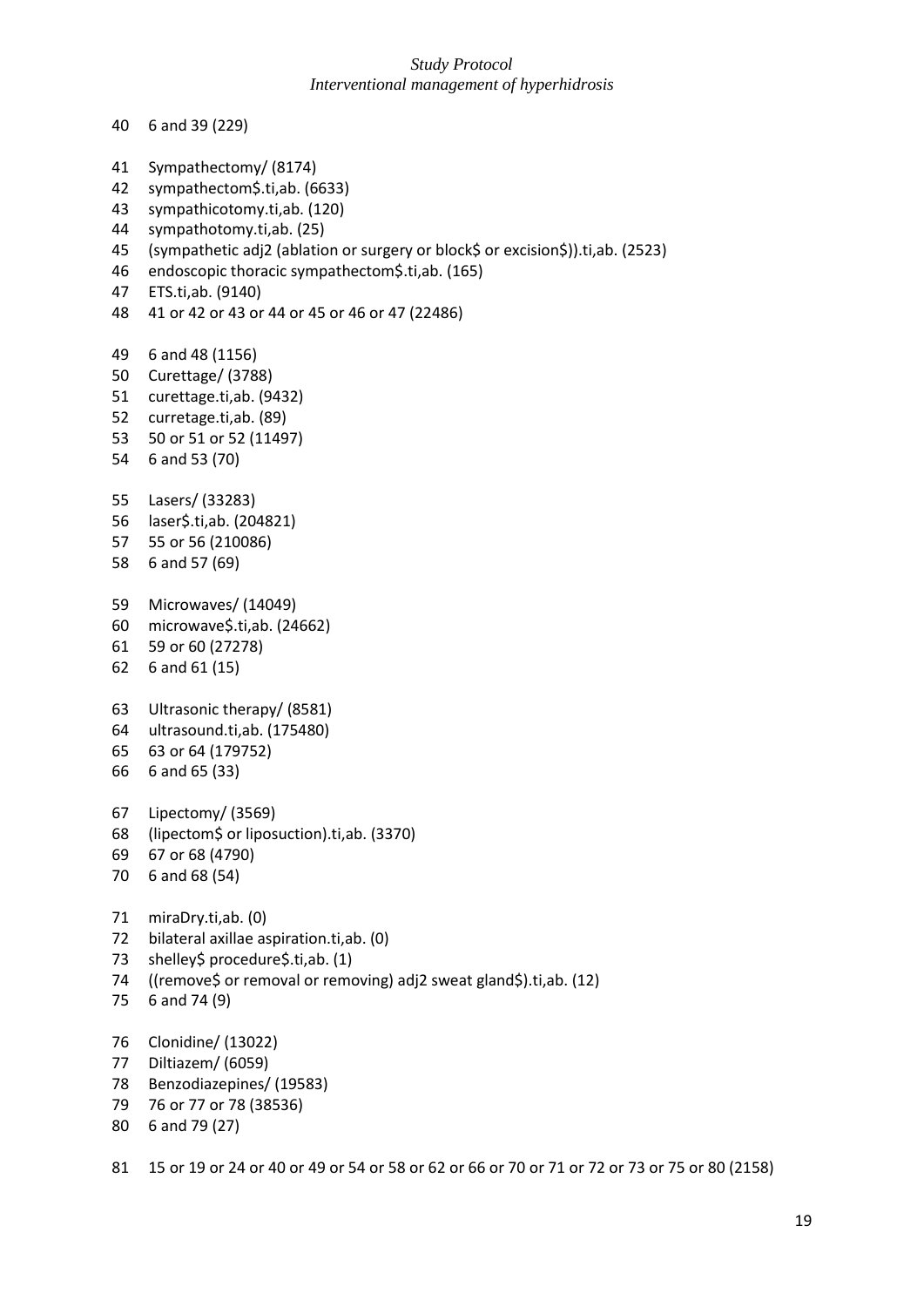40 6 and 39 (229)

41 Sympathectomy/ (8174)
42 sympathectom$.ti,ab. (6633)
43 sympathicotomy.ti,ab. (120)
44 sympathotomy.ti,ab. (25)
45 (sympathetic adj2 (ablation or surgery or block$ or excision$)).ti,ab. (2523)
46 endoscopic thoracic sympathectom$.ti,ab. (165)
47 ETS.ti,ab. (9140)
48 41 or 42 or 43 or 44 or 45 or 46 or 47 (22486)

49 6 and 48 (1156)
50 Curettage/ (3788)
51 curettage.ti,ab. (9432)
52 curretage.ti,ab. (89)
53 50 or 51 or 52 (11497)
54 6 and 53 (70)

55 Lasers/ (33283)
56 laser$.ti,ab. (204821)
57 55 or 56 (210086)
58 6 and 57 (69)

59 Microwaves/ (14049)
60 microwave$.ti,ab. (24662)
61 59 or 60 (27278)
62 6 and 61 (15)

63 Ultrasonic therapy/ (8581)
64 ultrasound.ti,ab. (175480)
65 63 or 64 (179752)
66 6 and 65 (33)

67 Lipectomy/ (3569)
68 (lipectom$ or liposuction).ti,ab. (3370)
69 67 or 68 (4790)
70 6 and 68 (54)

71 miraDry.ti,ab. (0)
72 bilateral axillae aspiration.ti,ab. (0)
73 shelley$ procedure$.ti,ab. (1)
74 ((remove$ or removal or removing) adj2 sweat gland$).ti,ab. (12)
75 6 and 74 (9)

76 Clonidine/ (13022)
77 Diltiazem/ (6059)
78 Benzodiazepines/ (19583)
79 76 or 77 or 78 (38536)
80 6 and 79 (27)

81 15 or 19 or 24 or 40 or 49 or 54 or 58 or 62 or 66 or 70 or 71 or 72 or 73 or 75 or 80 (2158)